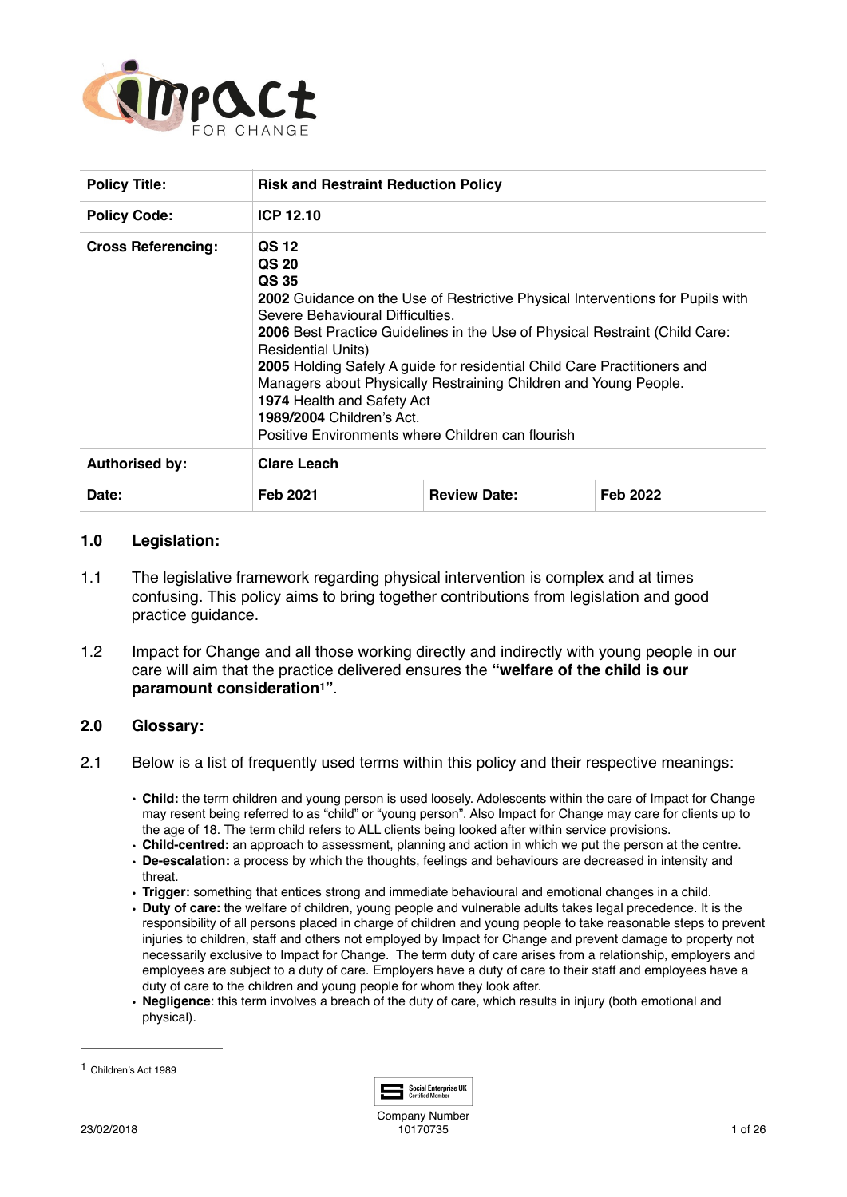| Policy Title: | Risk and Restraint Reduction Policy | | |
|---|---|---|---|
| Policy Code: | ICP 12.10 | | |
| Cross Referencing: | QS 12<br>QS 20<br>QS 35<br>**2002** Guidance on the Use of Restrictive Physical Interventions for Pupils with Severe Behavioural Difficulties.<br>**2006** Best Practice Guidelines in the Use of Physical Restraint (Child Care: Residential Units)<br>**2005** Holding Safely A guide for residential Child Care Practitioners and Managers about Physically Restraining Children and Young People.<br>**1974** Health and Safety Act<br>**1989/2004** Children's Act.<br>Positive Environments where Children can flourish | | |
| Authorised by: | Clare Leach | | |
| Date: | Feb 2021 | Review Date: | Feb 2022 |

## 1.0 Legislation:

1.1 The legislative framework regarding physical intervention is complex and at times confusing. This policy aims to bring together contributions from legislation and good practice guidance.

1.2 Impact for Change and all those working directly and indirectly with young people in our care will aim that the practice delivered ensures the **"welfare of the child is our paramount consideration[1]"**.

## 2.0 Glossary:

2.1 Below is a list of frequently used terms within this policy and their respective meanings:

- **Child:** the term children and young person is used loosely. Adolescents within the care of Impact for Change may resent being referred to as "child" or "young person". Also Impact for Change may care for clients up to the age of 18. The term child refers to ALL clients being looked after within service provisions.
- **Child-centred:** an approach to assessment, planning and action in which we put the person at the centre.
- **De-escalation:** a process by which the thoughts, feelings and behaviours are decreased in intensity and threat.
- **Trigger:** something that entices strong and immediate behavioural and emotional changes in a child.
- **Duty of care:** the welfare of children, young people and vulnerable adults takes legal precedence. It is the responsibility of all persons placed in charge of children and young people to take reasonable steps to prevent injuries to children, staff and others not employed by Impact for Change and prevent damage to property not necessarily exclusive to Impact for Change. The term duty of care arises from a relationship, employers and employees are subject to a duty of care. Employers have a duty of care to their staff and employees have a duty of care to the children and young people for whom they look after.
- **Negligence**: this term involves a breach of the duty of care, which results in injury (both emotional and physical).

---

[1] Children's Act 1989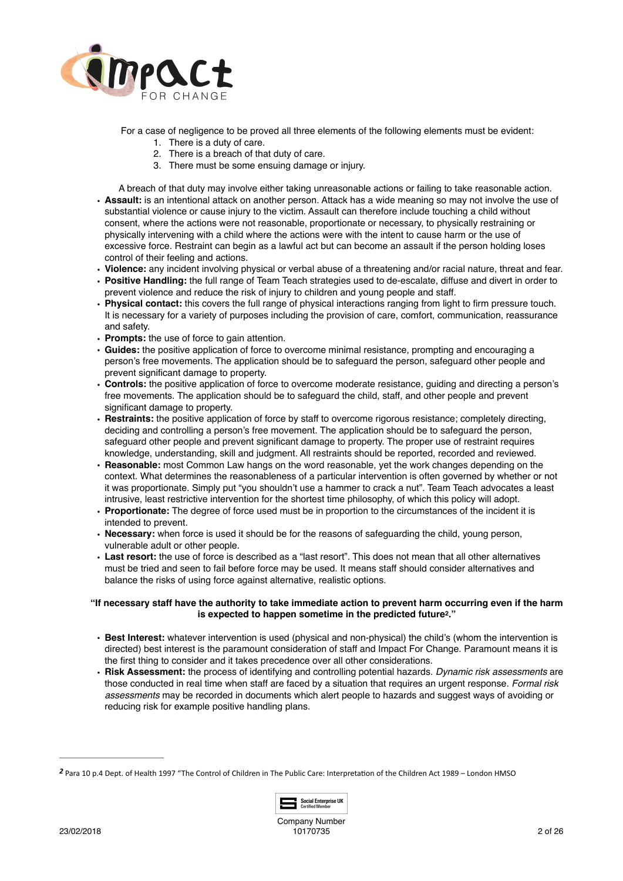For a case of negligence to be proved all three elements of the following elements must be evident:

1. There is a duty of care.
2. There is a breach of that duty of care.
3. There must be some ensuing damage or injury.

A breach of that duty may involve either taking unreasonable actions or failing to take reasonable action.

- **Assault:** is an intentional attack on another person. Attack has a wide meaning so may not involve the use of substantial violence or cause injury to the victim. Assault can therefore include touching a child without consent, where the actions were not reasonable, proportionate or necessary, to physically restraining or physically intervening with a child where the actions were with the intent to cause harm or the use of excessive force. Restraint can begin as a lawful act but can become an assault if the person holding loses control of their feeling and actions.
- **Violence:** any incident involving physical or verbal abuse of a threatening and/or racial nature, threat and fear.
- **Positive Handling:** the full range of Team Teach strategies used to de-escalate, diffuse and divert in order to prevent violence and reduce the risk of injury to children and young people and staff.
- **Physical contact:** this covers the full range of physical interactions ranging from light to firm pressure touch. It is necessary for a variety of purposes including the provision of care, comfort, communication, reassurance and safety.
- **Prompts:** the use of force to gain attention.
- **Guides:** the positive application of force to overcome minimal resistance, prompting and encouraging a person's free movements. The application should be to safeguard the person, safeguard other people and prevent significant damage to property.
- **Controls:** the positive application of force to overcome moderate resistance, guiding and directing a person's free movements. The application should be to safeguard the child, staff, and other people and prevent significant damage to property.
- **Restraints:** the positive application of force by staff to overcome rigorous resistance; completely directing, deciding and controlling a person's free movement. The application should be to safeguard the person, safeguard other people and prevent significant damage to property. The proper use of restraint requires knowledge, understanding, skill and judgment. All restraints should be reported, recorded and reviewed.
- **Reasonable:** most Common Law hangs on the word reasonable, yet the work changes depending on the context. What determines the reasonableness of a particular intervention is often governed by whether or not it was proportionate. Simply put "you shouldn't use a hammer to crack a nut". Team Teach advocates a least intrusive, least restrictive intervention for the shortest time philosophy, of which this policy will adopt.
- **Proportionate:** The degree of force used must be in proportion to the circumstances of the incident it is intended to prevent.
- **Necessary:** when force is used it should be for the reasons of safeguarding the child, young person, vulnerable adult or other people.
- **Last resort:** the use of force is described as a "last resort". This does not mean that all other alternatives must be tried and seen to fail before force may be used. It means staff should consider alternatives and balance the risks of using force against alternative, realistic options.

**"If necessary staff have the authority to take immediate action to prevent harm occurring even if the harm is expected to happen sometime in the predicted future[2]."**

- **Best Interest:** whatever intervention is used (physical and non-physical) the child's (whom the intervention is directed) best interest is the paramount consideration of staff and Impact For Change. Paramount means it is the first thing to consider and it takes precedence over all other considerations.
- **Risk Assessment:** the process of identifying and controlling potential hazards. *Dynamic risk assessments* are those conducted in real time when staff are faced by a situation that requires an urgent response. *Formal risk assessments* may be recorded in documents which alert people to hazards and suggest ways of avoiding or reducing risk for example positive handling plans.

---

[2] Para 10 p.4 Dept. of Health 1997 "The Control of Children in The Public Care: Interpretation of the Children Act 1989 – London HMSO

Company Number 10170735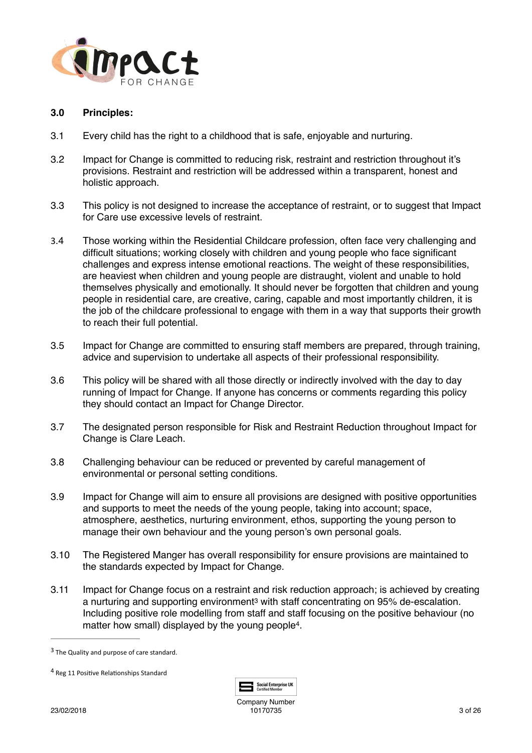### 3.0 Principles:

3.1 Every child has the right to a childhood that is safe, enjoyable and nurturing.

3.2 Impact for Change is committed to reducing risk, restraint and restriction throughout it's provisions. Restraint and restriction will be addressed within a transparent, honest and holistic approach.

3.3 This policy is not designed to increase the acceptance of restraint, or to suggest that Impact for Care use excessive levels of restraint.

3.4 Those working within the Residential Childcare profession, often face very challenging and difficult situations; working closely with children and young people who face significant challenges and express intense emotional reactions. The weight of these responsibilities, are heaviest when children and young people are distraught, violent and unable to hold themselves physically and emotionally. It should never be forgotten that children and young people in residential care, are creative, caring, capable and most importantly children, it is the job of the childcare professional to engage with them in a way that supports their growth to reach their full potential.

3.5 Impact for Change are committed to ensuring staff members are prepared, through training, advice and supervision to undertake all aspects of their professional responsibility.

3.6 This policy will be shared with all those directly or indirectly involved with the day to day running of Impact for Change. If anyone has concerns or comments regarding this policy they should contact an Impact for Change Director.

3.7 The designated person responsible for Risk and Restraint Reduction throughout Impact for Change is Clare Leach.

3.8 Challenging behaviour can be reduced or prevented by careful management of environmental or personal setting conditions.

3.9 Impact for Change will aim to ensure all provisions are designed with positive opportunities and supports to meet the needs of the young people, taking into account; space, atmosphere, aesthetics, nurturing environment, ethos, supporting the young person to manage their own behaviour and the young person's own personal goals.

3.10 The Registered Manger has overall responsibility for ensure provisions are maintained to the standards expected by Impact for Change.

3.11 Impact for Change focus on a restraint and risk reduction approach; is achieved by creating a nurturing and supporting environment[3] with staff concentrating on 95% de-escalation. Including positive role modelling from staff and staff focusing on the positive behaviour (no matter how small) displayed by the young people[4].

---

[3] The Quality and purpose of care standard.

[4] Reg 11 Positive Relationships Standard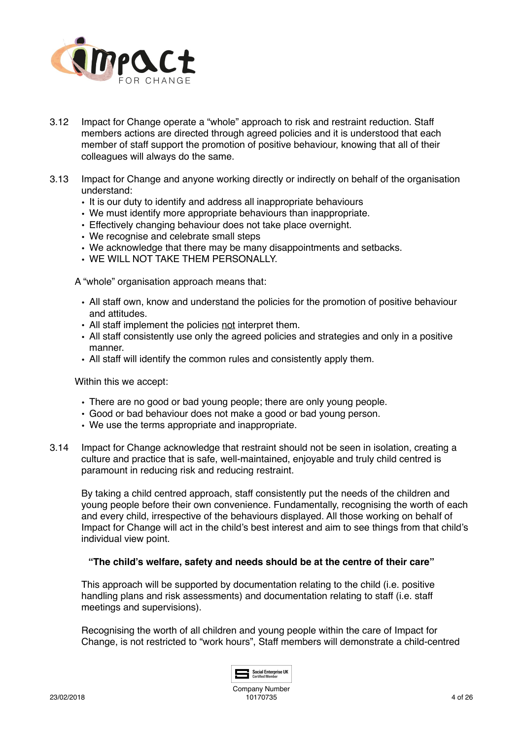3.12 Impact for Change operate a "whole" approach to risk and restraint reduction. Staff members actions are directed through agreed policies and it is understood that each member of staff support the promotion of positive behaviour, knowing that all of their colleagues will always do the same.

3.13 Impact for Change and anyone working directly or indirectly on behalf of the organisation understand:

- It is our duty to identify and address all inappropriate behaviours
- We must identify more appropriate behaviours than inappropriate.
- Effectively changing behaviour does not take place overnight.
- We recognise and celebrate small steps
- We acknowledge that there may be many disappointments and setbacks.
- WE WILL NOT TAKE THEM PERSONALLY.

A "whole" organisation approach means that:

- All staff own, know and understand the policies for the promotion of positive behaviour and attitudes.
- All staff implement the policies <u>not</u> interpret them.
- All staff consistently use only the agreed policies and strategies and only in a positive manner.
- All staff will identify the common rules and consistently apply them.

Within this we accept:

- There are no good or bad young people; there are only young people.
- Good or bad behaviour does not make a good or bad young person.
- We use the terms appropriate and inappropriate.

3.14 Impact for Change acknowledge that restraint should not be seen in isolation, creating a culture and practice that is safe, well-maintained, enjoyable and truly child centred is paramount in reducing risk and reducing restraint.

By taking a child centred approach, staff consistently put the needs of the children and young people before their own convenience. Fundamentally, recognising the worth of each and every child, irrespective of the behaviours displayed. All those working on behalf of Impact for Change will act in the child's best interest and aim to see things from that child's individual view point.

**"The child's welfare, safety and needs should be at the centre of their care"**

This approach will be supported by documentation relating to the child (i.e. positive handling plans and risk assessments) and documentation relating to staff (i.e. staff meetings and supervisions).

Recognising the worth of all children and young people within the care of Impact for Change, is not restricted to "work hours", Staff members will demonstrate a child-centred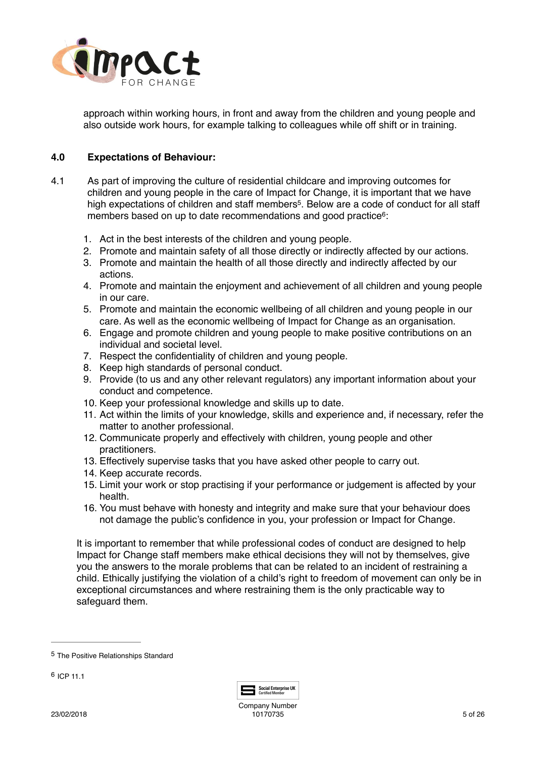approach within working hours, in front and away from the children and young people and also outside work hours, for example talking to colleagues while off shift or in training.

## 4.0 Expectations of Behaviour:

4.1 As part of improving the culture of residential childcare and improving outcomes for children and young people in the care of Impact for Change, it is important that we have high expectations of children and staff members[5]. Below are a code of conduct for all staff members based on up to date recommendations and good practice[6]:

1. Act in the best interests of the children and young people.
2. Promote and maintain safety of all those directly or indirectly affected by our actions.
3. Promote and maintain the health of all those directly and indirectly affected by our actions.
4. Promote and maintain the enjoyment and achievement of all children and young people in our care.
5. Promote and maintain the economic wellbeing of all children and young people in our care. As well as the economic wellbeing of Impact for Change as an organisation.
6. Engage and promote children and young people to make positive contributions on an individual and societal level.
7. Respect the confidentiality of children and young people.
8. Keep high standards of personal conduct.
9. Provide (to us and any other relevant regulators) any important information about your conduct and competence.
10. Keep your professional knowledge and skills up to date.
11. Act within the limits of your knowledge, skills and experience and, if necessary, refer the matter to another professional.
12. Communicate properly and effectively with children, young people and other practitioners.
13. Effectively supervise tasks that you have asked other people to carry out.
14. Keep accurate records.
15. Limit your work or stop practising if your performance or judgement is affected by your health.
16. You must behave with honesty and integrity and make sure that your behaviour does not damage the public's confidence in you, your profession or Impact for Change.

It is important to remember that while professional codes of conduct are designed to help Impact for Change staff members make ethical decisions they will not by themselves, give you the answers to the morale problems that can be related to an incident of restraining a child. Ethically justifying the violation of a child's right to freedom of movement can only be in exceptional circumstances and where restraining them is the only practicable way to safeguard them.

---

[5] The Positive Relationships Standard

[6] ICP 11.1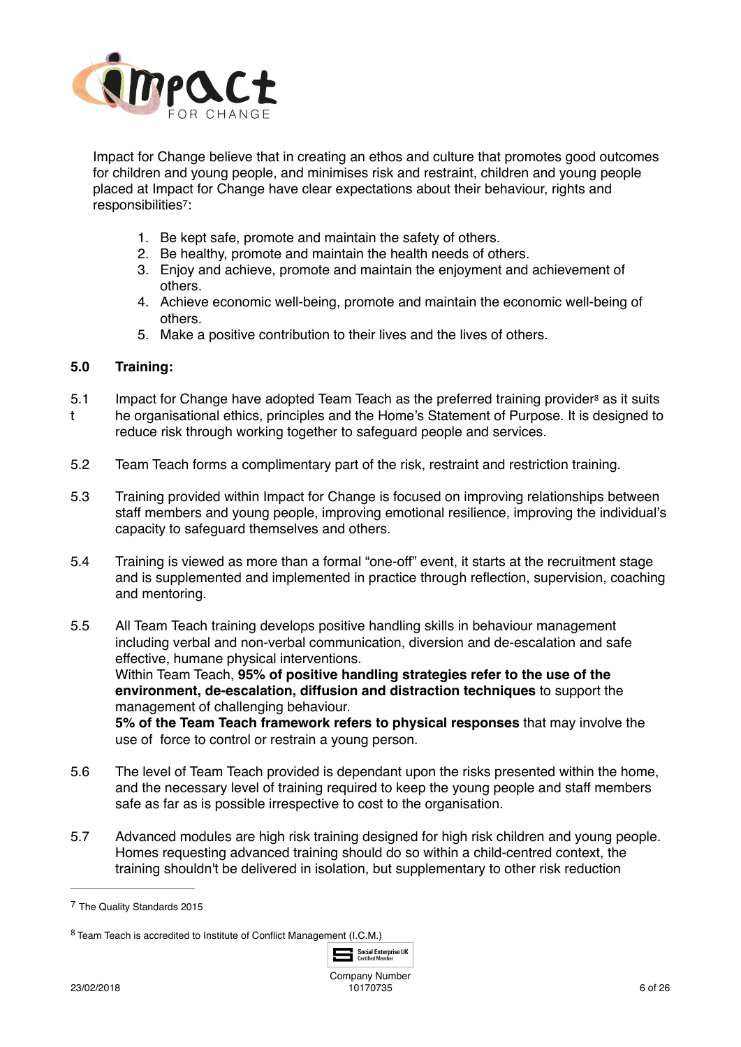Impact for Change believe that in creating an ethos and culture that promotes good outcomes for children and young people, and minimises risk and restraint, children and young people placed at Impact for Change have clear expectations about their behaviour, rights and responsibilities[7]:

1. Be kept safe, promote and maintain the safety of others.
2. Be healthy, promote and maintain the health needs of others.
3. Enjoy and achieve, promote and maintain the enjoyment and achievement of others.
4. Achieve economic well-being, promote and maintain the economic well-being of others.
5. Make a positive contribution to their lives and the lives of others.

## 5.0 Training:

5.1 Impact for Change have adopted Team Teach as the preferred training provider[8] as it suits the organisational ethics, principles and the Home's Statement of Purpose. It is designed to reduce risk through working together to safeguard people and services.

5.2 Team Teach forms a complimentary part of the risk, restraint and restriction training.

5.3 Training provided within Impact for Change is focused on improving relationships between staff members and young people, improving emotional resilience, improving the individual's capacity to safeguard themselves and others.

5.4 Training is viewed as more than a formal "one-off" event, it starts at the recruitment stage and is supplemented and implemented in practice through reflection, supervision, coaching and mentoring.

5.5 All Team Teach training develops positive handling skills in behaviour management including verbal and non-verbal communication, diversion and de-escalation and safe effective, humane physical interventions.
Within Team Teach, **95% of positive handling strategies refer to the use of the environment, de-escalation, diffusion and distraction techniques** to support the management of challenging behaviour.
**5% of the Team Teach framework refers to physical responses** that may involve the use of force to control or restrain a young person.

5.6 The level of Team Teach provided is dependant upon the risks presented within the home, and the necessary level of training required to keep the young people and staff members safe as far as is possible irrespective to cost to the organisation.

5.7 Advanced modules are high risk training designed for high risk children and young people. Homes requesting advanced training should do so within a child-centred context, the training shouldn't be delivered in isolation, but supplementary to other risk reduction

---

[7] The Quality Standards 2015

[8] Team Teach is accredited to Institute of Conflict Management (I.C.M.)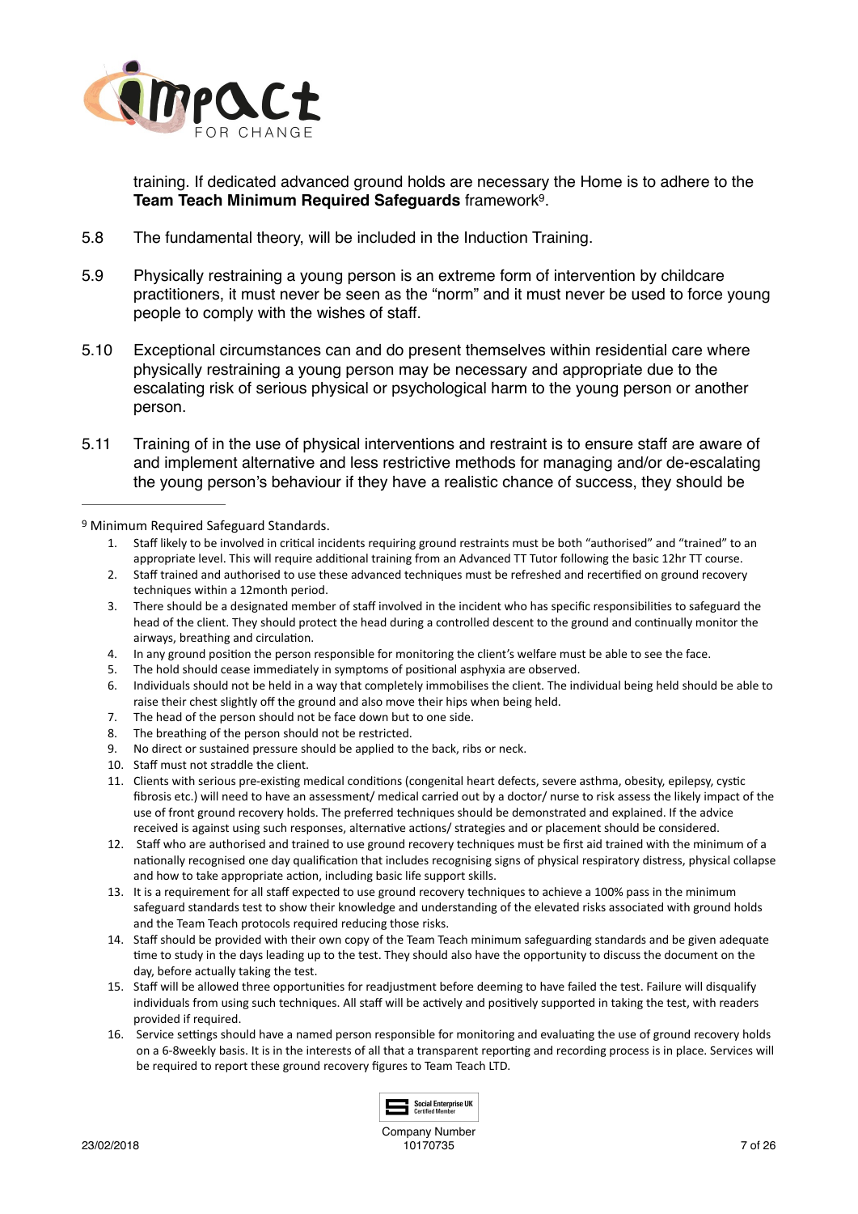training. If dedicated advanced ground holds are necessary the Home is to adhere to the **Team Teach Minimum Required Safeguards** framework[9].

5.8 The fundamental theory, will be included in the Induction Training.

5.9 Physically restraining a young person is an extreme form of intervention by childcare practitioners, it must never be seen as the "norm" and it must never be used to force young people to comply with the wishes of staff.

5.10 Exceptional circumstances can and do present themselves within residential care where physically restraining a young person may be necessary and appropriate due to the escalating risk of serious physical or psychological harm to the young person or another person.

5.11 Training of in the use of physical interventions and restraint is to ensure staff are aware of and implement alternative and less restrictive methods for managing and/or de-escalating the young person's behaviour if they have a realistic chance of success, they should be

---

[9] Minimum Required Safeguard Standards.

1. Staff likely to be involved in critical incidents requiring ground restraints must be both "authorised" and "trained" to an appropriate level. This will require additional training from an Advanced TT Tutor following the basic 12hr TT course.
2. Staff trained and authorised to use these advanced techniques must be refreshed and recertified on ground recovery techniques within a 12month period.
3. There should be a designated member of staff involved in the incident who has specific responsibilities to safeguard the head of the client. They should protect the head during a controlled descent to the ground and continually monitor the airways, breathing and circulation.
4. In any ground position the person responsible for monitoring the client's welfare must be able to see the face.
5. The hold should cease immediately in symptoms of positional asphyxia are observed.
6. Individuals should not be held in a way that completely immobilises the client. The individual being held should be able to raise their chest slightly off the ground and also move their hips when being held.
7. The head of the person should not be face down but to one side.
8. The breathing of the person should not be restricted.
9. No direct or sustained pressure should be applied to the back, ribs or neck.
10. Staff must not straddle the client.
11. Clients with serious pre-existing medical conditions (congenital heart defects, severe asthma, obesity, epilepsy, cystic fibrosis etc.) will need to have an assessment/ medical carried out by a doctor/ nurse to risk assess the likely impact of the use of front ground recovery holds. The preferred techniques should be demonstrated and explained. If the advice received is against using such responses, alternative actions/ strategies and or placement should be considered.
12. Staff who are authorised and trained to use ground recovery techniques must be first aid trained with the minimum of a nationally recognised one day qualification that includes recognising signs of physical respiratory distress, physical collapse and how to take appropriate action, including basic life support skills.
13. It is a requirement for all staff expected to use ground recovery techniques to achieve a 100% pass in the minimum safeguard standards test to show their knowledge and understanding of the elevated risks associated with ground holds and the Team Teach protocols required reducing those risks.
14. Staff should be provided with their own copy of the Team Teach minimum safeguarding standards and be given adequate time to study in the days leading up to the test. They should also have the opportunity to discuss the document on the day, before actually taking the test.
15. Staff will be allowed three opportunities for readjustment before deeming to have failed the test. Failure will disqualify individuals from using such techniques. All staff will be actively and positively supported in taking the test, with readers provided if required.
16. Service settings should have a named person responsible for monitoring and evaluating the use of ground recovery holds on a 6-8weekly basis. It is in the interests of all that a transparent reporting and recording process is in place. Services will be required to report these ground recovery figures to Team Teach LTD.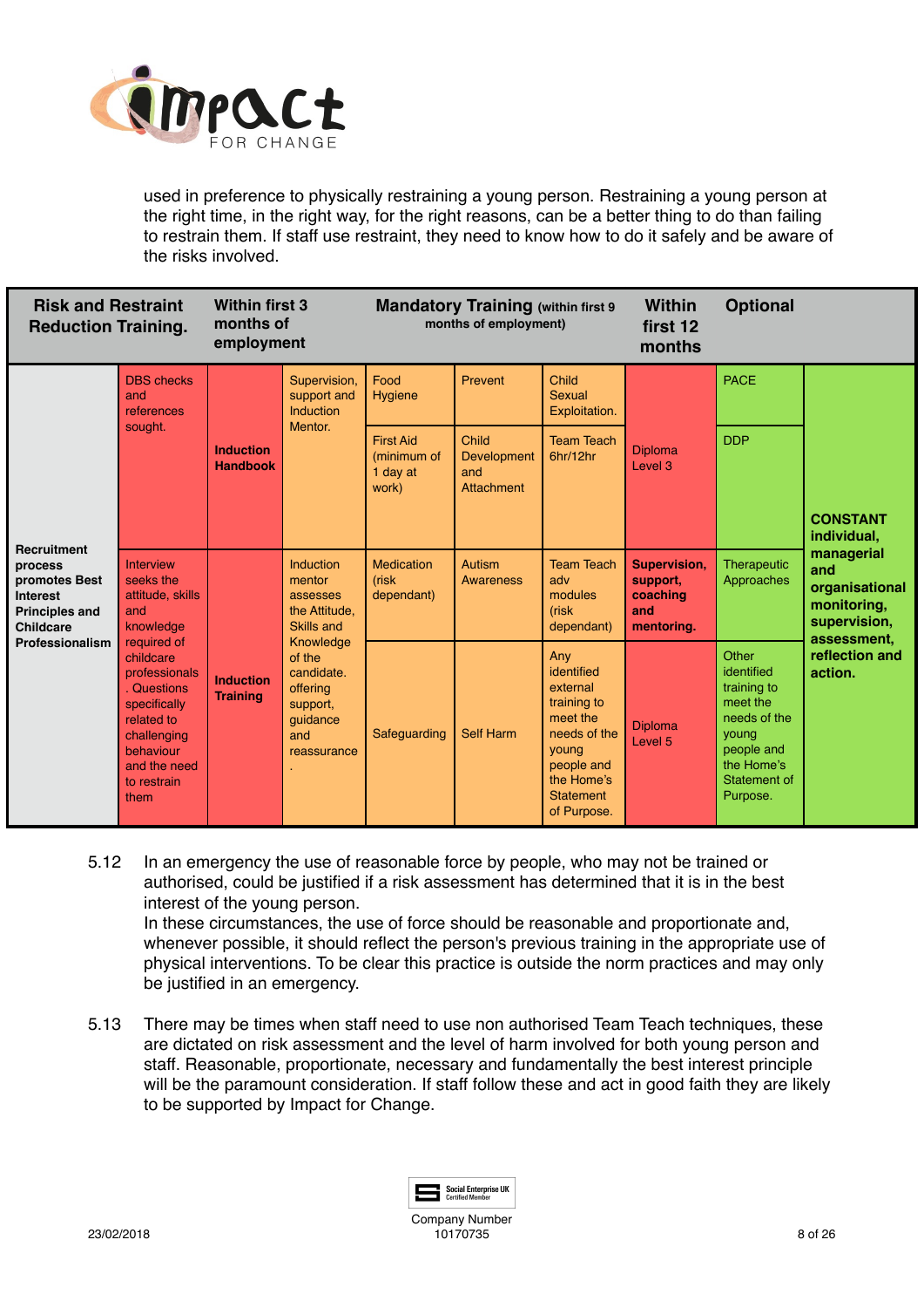used in preference to physically restraining a young person. Restraining a young person at the right time, in the right way, for the right reasons, can be a better thing to do than failing to restrain them. If staff use restraint, they need to know how to do it safely and be aware of the risks involved.

| Risk and Restraint Reduction Training. | | Within first 3 months of employment | | Mandatory Training (within first 9 months of employment) | | | Within first 12 months | Optional | |
|---|---|---|---|---|---|---|---|---|---|
| Recruitment process promotes Best Interest Principles and Childcare Professionalism | DBS checks and references sought. | Induction Handbook | Supervision, support and Induction Mentor. | Food Hygiene | Prevent | Child Sexual Exploitation. | Diploma Level 3 | PACE | CONSTANT individual, managerial and organisational monitoring, supervision, assessment, reflection and action. |
| | | | | First Aid (minimum of 1 day at work) | Child Development and Attachment | Team Teach 6hr/12hr | | DDP | |
| | Interview seeks the attitude, skills and knowledge required of childcare professionals. Questions specifically related to challenging behaviour and the need to restrain them | Induction Training | Induction mentor assesses the Attitude, Skills and Knowledge of the candidate. offering support, guidance and reassurance. | Medication (risk dependant) | Autism Awareness | Team Teach adv modules (risk dependant) | **Supervision, support, coaching and mentoring.** | Therapeutic Approaches | |
| | | | | Safeguarding | Self Harm | Any identified external training to meet the needs of the young people and the Home's Statement of Purpose. | Diploma Level 5 | Other identified training to meet the needs of the young people and the Home's Statement of Purpose. | |

5.12 In an emergency the use of reasonable force by people, who may not be trained or authorised, could be justified if a risk assessment has determined that it is in the best interest of the young person.
In these circumstances, the use of force should be reasonable and proportionate and, whenever possible, it should reflect the person's previous training in the appropriate use of physical interventions. To be clear this practice is outside the norm practices and may only be justified in an emergency.

5.13 There may be times when staff need to use non authorised Team Teach techniques, these are dictated on risk assessment and the level of harm involved for both young person and staff. Reasonable, proportionate, necessary and fundamentally the best interest principle will be the paramount consideration. If staff follow these and act in good faith they are likely to be supported by Impact for Change.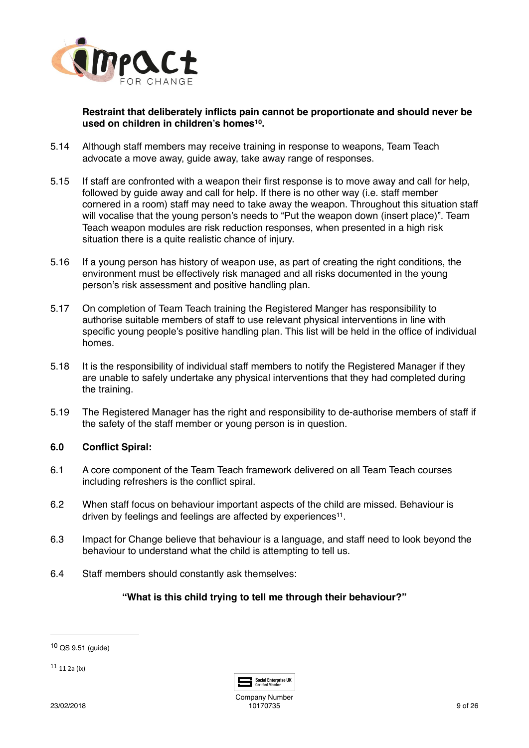**Restraint that deliberately inflicts pain cannot be proportionate and should never be used on children in children's homes[10].**

5.14 Although staff members may receive training in response to weapons, Team Teach advocate a move away, guide away, take away range of responses.

5.15 If staff are confronted with a weapon their first response is to move away and call for help, followed by guide away and call for help. If there is no other way (i.e. staff member cornered in a room) staff may need to take away the weapon. Throughout this situation staff will vocalise that the young person's needs to "Put the weapon down (insert place)". Team Teach weapon modules are risk reduction responses, when presented in a high risk situation there is a quite realistic chance of injury.

5.16 If a young person has history of weapon use, as part of creating the right conditions, the environment must be effectively risk managed and all risks documented in the young person's risk assessment and positive handling plan.

5.17 On completion of Team Teach training the Registered Manger has responsibility to authorise suitable members of staff to use relevant physical interventions in line with specific young people's positive handling plan. This list will be held in the office of individual homes.

5.18 It is the responsibility of individual staff members to notify the Registered Manager if they are unable to safely undertake any physical interventions that they had completed during the training.

5.19 The Registered Manager has the right and responsibility to de-authorise members of staff if the safety of the staff member or young person is in question.

## 6.0 Conflict Spiral:

6.1 A core component of the Team Teach framework delivered on all Team Teach courses including refreshers is the conflict spiral.

6.2 When staff focus on behaviour important aspects of the child are missed. Behaviour is driven by feelings and feelings are affected by experiences[11].

6.3 Impact for Change believe that behaviour is a language, and staff need to look beyond the behaviour to understand what the child is attempting to tell us.

6.4 Staff members should constantly ask themselves:

**"What is this child trying to tell me through their behaviour?"**

---

[10] QS 9.51 (guide)

[11] 11 2a (ix)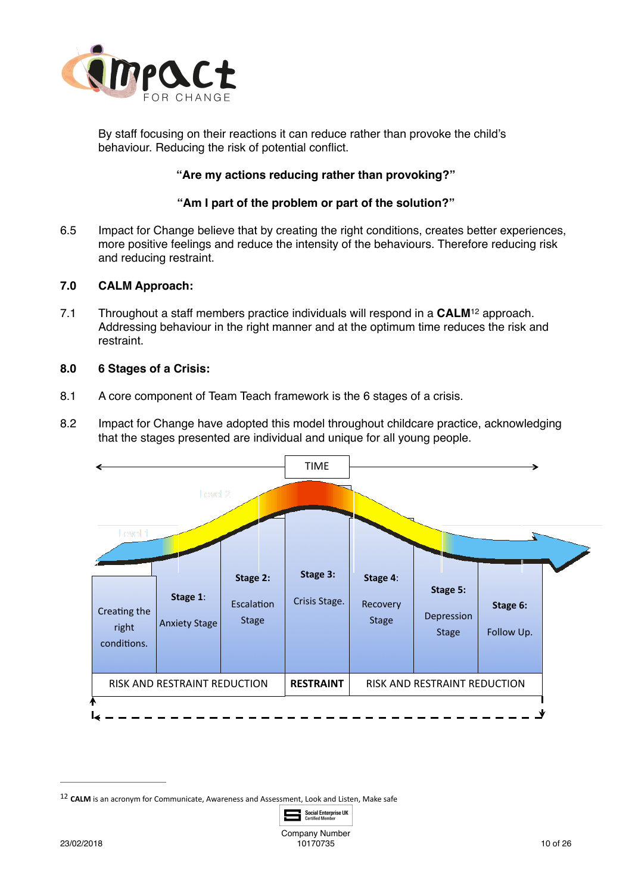By staff focusing on their reactions it can reduce rather than provoke the child's behaviour. Reducing the risk of potential conflict.

**"Are my actions reducing rather than provoking?"**

**"Am I part of the problem or part of the solution?"**

6.5 Impact for Change believe that by creating the right conditions, creates better experiences, more positive feelings and reduce the intensity of the behaviours. Therefore reducing risk and reducing restraint.

## 7.0 CALM Approach:

7.1 Throughout a staff members practice individuals will respond in a **CALM**[12] approach. Addressing behaviour in the right manner and at the optimum time reduces the risk and restraint.

## 8.0 6 Stages of a Crisis:

8.1 A core component of Team Teach framework is the 6 stages of a crisis.

8.2 Impact for Change have adopted this model throughout childcare practice, acknowledging that the stages presented are individual and unique for all young people.

TIME

Level 2

Level 1

| Creating the right conditions. | **Stage 1**: Anxiety Stage | **Stage 2**: Escalation Stage | **Stage 3**: Crisis Stage. | **Stage 4**: Recovery Stage | **Stage 5**: Depression Stage | **Stage 6**: Follow Up. |
|---|---|---|---|---|---|---|
| RISK AND RESTRAINT REDUCTION | | | **RESTRAINT** | RISK AND RESTRAINT REDUCTION | | |

---

12 **CALM** is an acronym for Communicate, Awareness and Assessment, Look and Listen, Make safe

Company Number 10170735

23/02/2018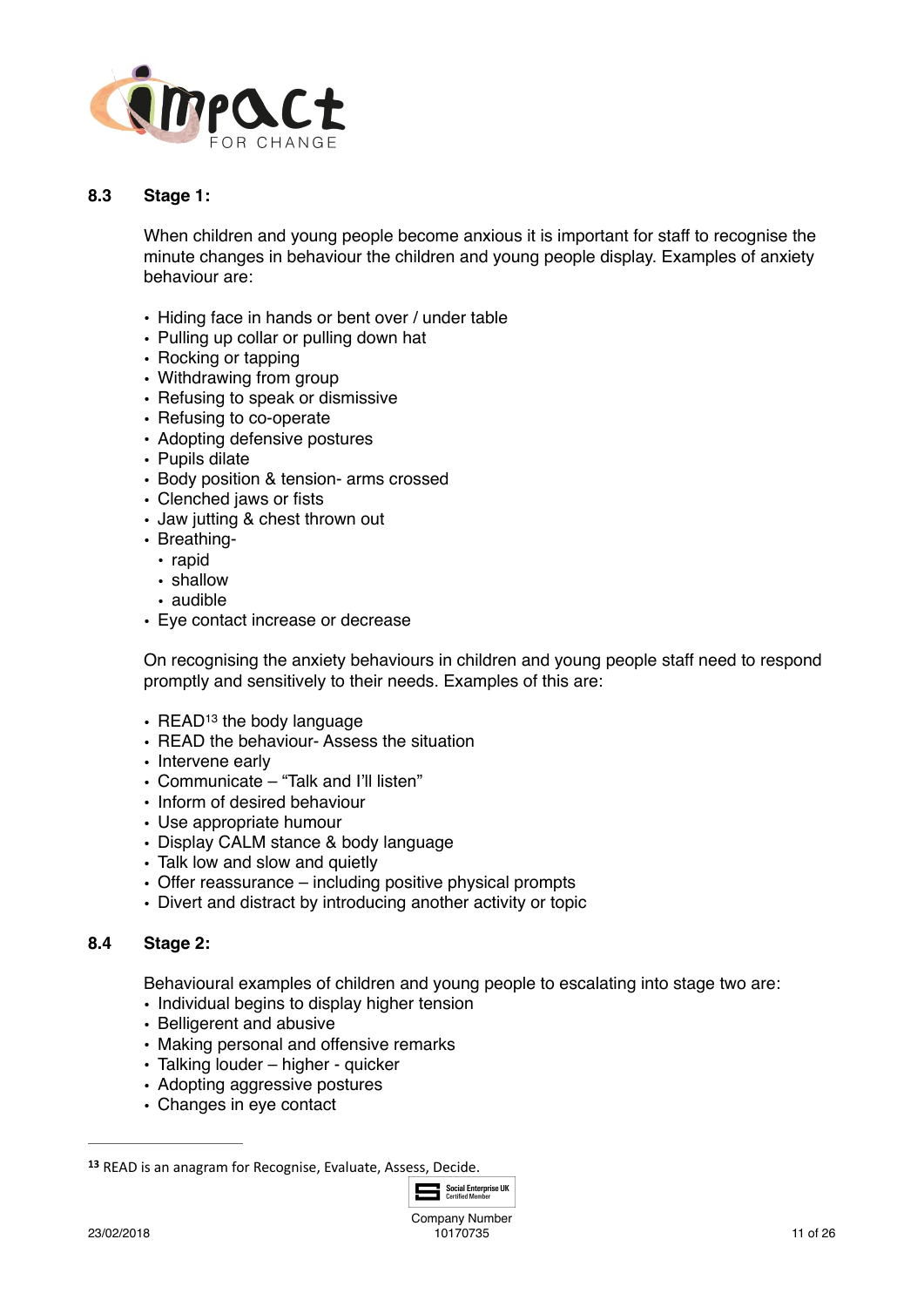### 8.3 Stage 1:

When children and young people become anxious it is important for staff to recognise the minute changes in behaviour the children and young people display. Examples of anxiety behaviour are:

- Hiding face in hands or bent over / under table
- Pulling up collar or pulling down hat
- Rocking or tapping
- Withdrawing from group
- Refusing to speak or dismissive
- Refusing to co-operate
- Adopting defensive postures
- Pupils dilate
- Body position & tension- arms crossed
- Clenched jaws or fists
- Jaw jutting & chest thrown out
- Breathing-
  - rapid
  - shallow
  - audible
- Eye contact increase or decrease

On recognising the anxiety behaviours in children and young people staff need to respond promptly and sensitively to their needs. Examples of this are:

- READ[13] the body language
- READ the behaviour- Assess the situation
- Intervene early
- Communicate – "Talk and I'll listen"
- Inform of desired behaviour
- Use appropriate humour
- Display CALM stance & body language
- Talk low and slow and quietly
- Offer reassurance – including positive physical prompts
- Divert and distract by introducing another activity or topic

### 8.4 Stage 2:

Behavioural examples of children and young people to escalating into stage two are:

- Individual begins to display higher tension
- Belligerent and abusive
- Making personal and offensive remarks
- Talking louder – higher - quicker
- Adopting aggressive postures
- Changes in eye contact

---

[13] READ is an anagram for Recognise, Evaluate, Assess, Decide.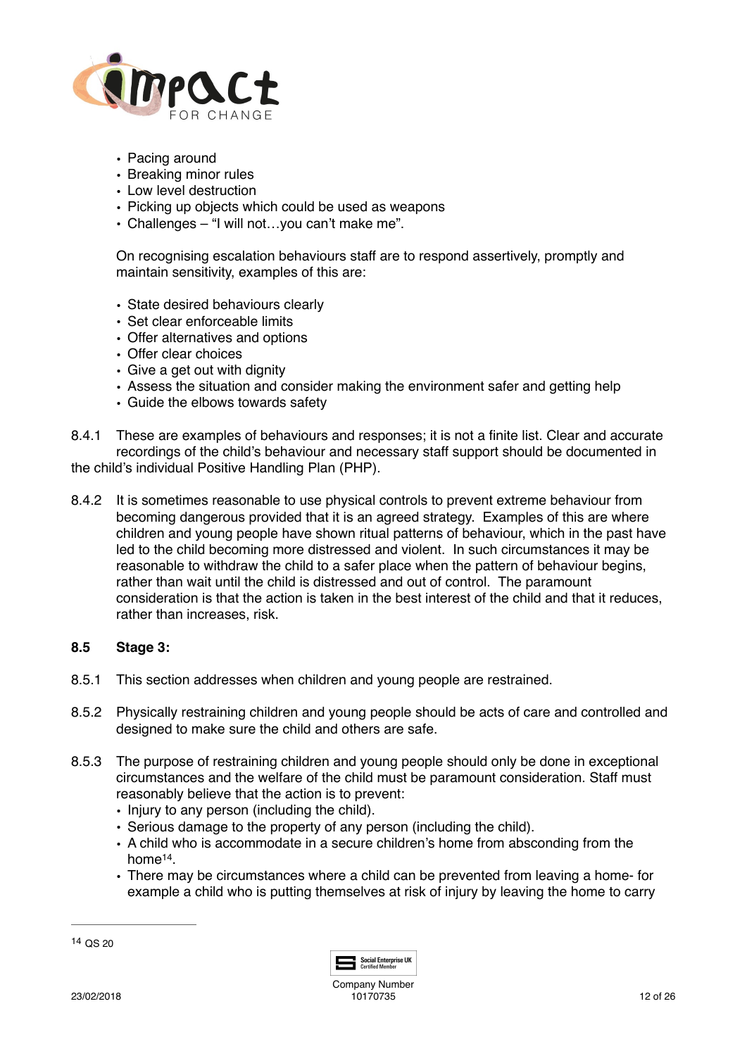- Pacing around
- Breaking minor rules
- Low level destruction
- Picking up objects which could be used as weapons
- Challenges – "I will not…you can't make me".

On recognising escalation behaviours staff are to respond assertively, promptly and maintain sensitivity, examples of this are:

- State desired behaviours clearly
- Set clear enforceable limits
- Offer alternatives and options
- Offer clear choices
- Give a get out with dignity
- Assess the situation and consider making the environment safer and getting help
- Guide the elbows towards safety

8.4.1 These are examples of behaviours and responses; it is not a finite list. Clear and accurate recordings of the child's behaviour and necessary staff support should be documented in the child's individual Positive Handling Plan (PHP).

8.4.2 It is sometimes reasonable to use physical controls to prevent extreme behaviour from becoming dangerous provided that it is an agreed strategy. Examples of this are where children and young people have shown ritual patterns of behaviour, which in the past have led to the child becoming more distressed and violent. In such circumstances it may be reasonable to withdraw the child to a safer place when the pattern of behaviour begins, rather than wait until the child is distressed and out of control. The paramount consideration is that the action is taken in the best interest of the child and that it reduces, rather than increases, risk.

**8.5 Stage 3:**

8.5.1 This section addresses when children and young people are restrained.

8.5.2 Physically restraining children and young people should be acts of care and controlled and designed to make sure the child and others are safe.

8.5.3 The purpose of restraining children and young people should only be done in exceptional circumstances and the welfare of the child must be paramount consideration. Staff must reasonably believe that the action is to prevent:

- Injury to any person (including the child).
- Serious damage to the property of any person (including the child).
- A child who is accommodate in a secure children's home from absconding from the home[14].
- There may be circumstances where a child can be prevented from leaving a home- for example a child who is putting themselves at risk of injury by leaving the home to carry

---

[14] QS 20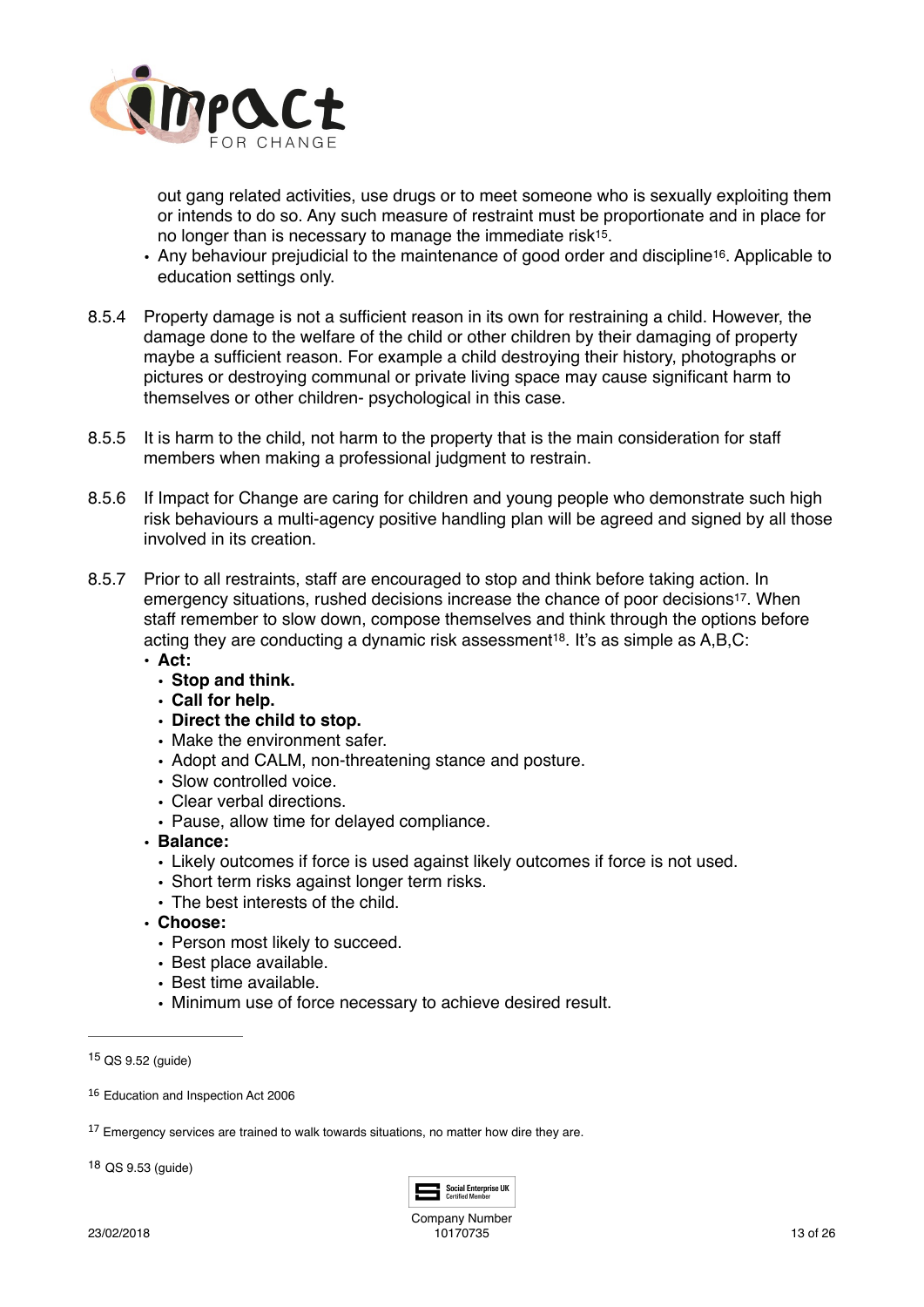out gang related activities, use drugs or to meet someone who is sexually exploiting them or intends to do so. Any such measure of restraint must be proportionate and in place for no longer than is necessary to manage the immediate risk[15].

- Any behaviour prejudicial to the maintenance of good order and discipline[16]. Applicable to education settings only.

8.5.4 Property damage is not a sufficient reason in its own for restraining a child. However, the damage done to the welfare of the child or other children by their damaging of property maybe a sufficient reason. For example a child destroying their history, photographs or pictures or destroying communal or private living space may cause significant harm to themselves or other children- psychological in this case.

8.5.5 It is harm to the child, not harm to the property that is the main consideration for staff members when making a professional judgment to restrain.

8.5.6 If Impact for Change are caring for children and young people who demonstrate such high risk behaviours a multi-agency positive handling plan will be agreed and signed by all those involved in its creation.

8.5.7 Prior to all restraints, staff are encouraged to stop and think before taking action. In emergency situations, rushed decisions increase the chance of poor decisions[17]. When staff remember to slow down, compose themselves and think through the options before acting they are conducting a dynamic risk assessment[18]. It's as simple as A,B,C:

- **Act:**
  - **Stop and think.**
  - **Call for help.**
  - **Direct the child to stop.**
  - Make the environment safer.
  - Adopt and CALM, non-threatening stance and posture.
  - Slow controlled voice.
  - Clear verbal directions.
  - Pause, allow time for delayed compliance.
- **Balance:**
  - Likely outcomes if force is used against likely outcomes if force is not used.
  - Short term risks against longer term risks.
  - The best interests of the child.
- **Choose:**
  - Person most likely to succeed.
  - Best place available.
  - Best time available.
  - Minimum use of force necessary to achieve desired result.

---

[15] QS 9.52 (guide)

[16] Education and Inspection Act 2006

[17] Emergency services are trained to walk towards situations, no matter how dire they are.

[18] QS 9.53 (guide)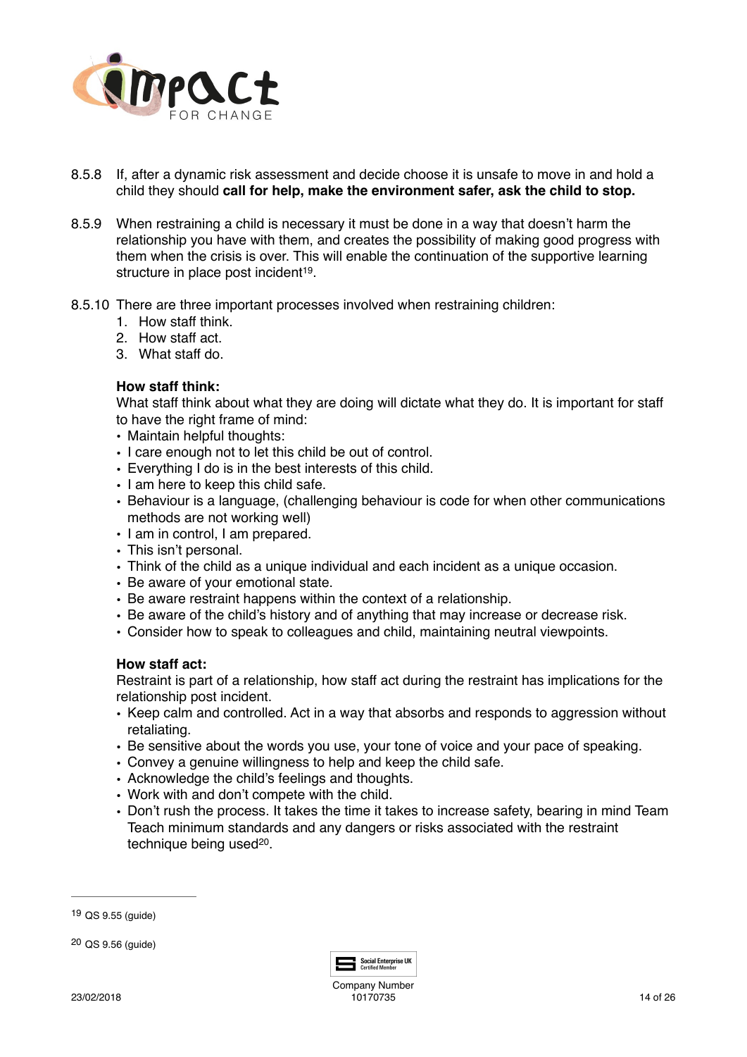8.5.8 If, after a dynamic risk assessment and decide choose it is unsafe to move in and hold a child they should **call for help, make the environment safer, ask the child to stop.**

8.5.9 When restraining a child is necessary it must be done in a way that doesn't harm the relationship you have with them, and creates the possibility of making good progress with them when the crisis is over. This will enable the continuation of the supportive learning structure in place post incident[19].

8.5.10 There are three important processes involved when restraining children:

1. How staff think.
2. How staff act.
3. What staff do.

**How staff think:**

What staff think about what they are doing will dictate what they do. It is important for staff to have the right frame of mind:

- Maintain helpful thoughts:
- I care enough not to let this child be out of control.
- Everything I do is in the best interests of this child.
- I am here to keep this child safe.
- Behaviour is a language, (challenging behaviour is code for when other communications methods are not working well)
- I am in control, I am prepared.
- This isn't personal.
- Think of the child as a unique individual and each incident as a unique occasion.
- Be aware of your emotional state.
- Be aware restraint happens within the context of a relationship.
- Be aware of the child's history and of anything that may increase or decrease risk.
- Consider how to speak to colleagues and child, maintaining neutral viewpoints.

**How staff act:**

Restraint is part of a relationship, how staff act during the restraint has implications for the relationship post incident.

- Keep calm and controlled. Act in a way that absorbs and responds to aggression without retaliating.
- Be sensitive about the words you use, your tone of voice and your pace of speaking.
- Convey a genuine willingness to help and keep the child safe.
- Acknowledge the child's feelings and thoughts.
- Work with and don't compete with the child.
- Don't rush the process. It takes the time it takes to increase safety, bearing in mind Team Teach minimum standards and any dangers or risks associated with the restraint technique being used[20].

---

[19] QS 9.55 (guide)

[20] QS 9.56 (guide)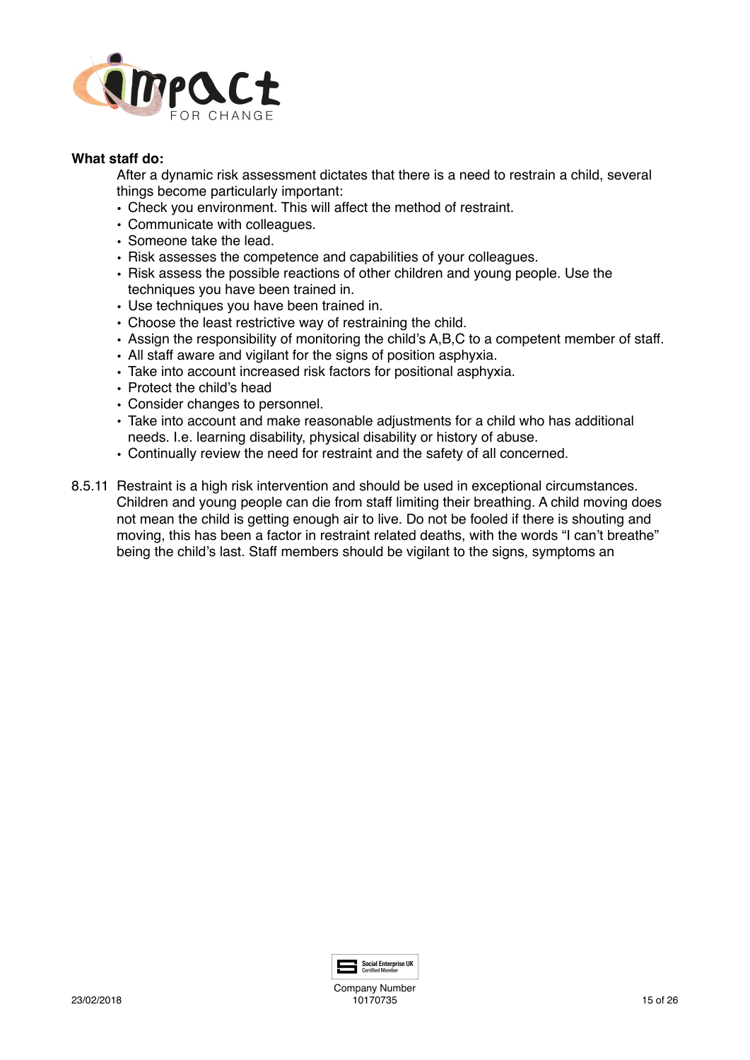**What staff do:**

After a dynamic risk assessment dictates that there is a need to restrain a child, several things become particularly important:

- Check you environment. This will affect the method of restraint.
- Communicate with colleagues.
- Someone take the lead.
- Risk assesses the competence and capabilities of your colleagues.
- Risk assess the possible reactions of other children and young people. Use the techniques you have been trained in.
- Use techniques you have been trained in.
- Choose the least restrictive way of restraining the child.
- Assign the responsibility of monitoring the child's A,B,C to a competent member of staff.
- All staff aware and vigilant for the signs of position asphyxia.
- Take into account increased risk factors for positional asphyxia.
- Protect the child's head
- Consider changes to personnel.
- Take into account and make reasonable adjustments for a child who has additional needs. I.e. learning disability, physical disability or history of abuse.
- Continually review the need for restraint and the safety of all concerned.

8.5.11 Restraint is a high risk intervention and should be used in exceptional circumstances. Children and young people can die from staff limiting their breathing. A child moving does not mean the child is getting enough air to live. Do not be fooled if there is shouting and moving, this has been a factor in restraint related deaths, with the words "I can't breathe" being the child's last. Staff members should be vigilant to the signs, symptoms an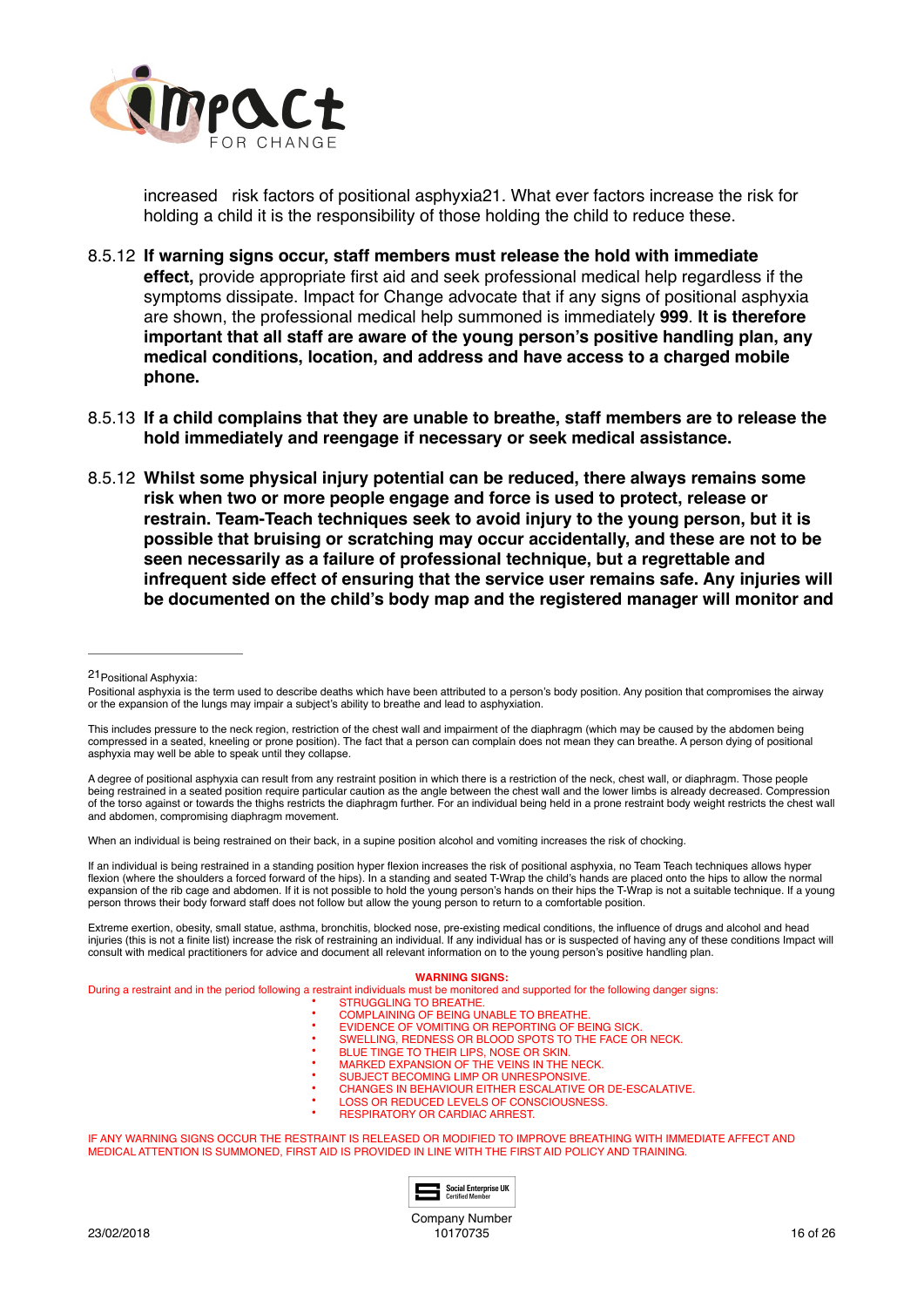increased risk factors of positional asphyxia[21]. What ever factors increase the risk for holding a child it is the responsibility of those holding the child to reduce these.

8.5.12 **If warning signs occur, staff members must release the hold with immediate effect,** provide appropriate first aid and seek professional medical help regardless if the symptoms dissipate. Impact for Change advocate that if any signs of positional asphyxia are shown, the professional medical help summoned is immediately **999**. **It is therefore important that all staff are aware of the young person's positive handling plan, any medical conditions, location, and address and have access to a charged mobile phone.**

8.5.13 **If a child complains that they are unable to breathe, staff members are to release the hold immediately and reengage if necessary or seek medical assistance.**

8.5.12 **Whilst some physical injury potential can be reduced, there always remains some risk when two or more people engage and force is used to protect, release or restrain. Team-Teach techniques seek to avoid injury to the young person, but it is possible that bruising or scratching may occur accidentally, and these are not to be seen necessarily as a failure of professional technique, but a regrettable and infrequent side effect of ensuring that the service user remains safe. Any injuries will be documented on the child's body map and the registered manager will monitor and**

---

[21] Positional Asphyxia:

Positional asphyxia is the term used to describe deaths which have been attributed to a person's body position. Any position that compromises the airway or the expansion of the lungs may impair a subject's ability to breathe and lead to asphyxiation.

This includes pressure to the neck region, restriction of the chest wall and impairment of the diaphragm (which may be caused by the abdomen being compressed in a seated, kneeling or prone position). The fact that a person can complain does not mean they can breathe. A person dying of positional asphyxia may well be able to speak until they collapse.

A degree of positional asphyxia can result from any restraint position in which there is a restriction of the neck, chest wall, or diaphragm. Those people being restrained in a seated position require particular caution as the angle between the chest wall and the lower limbs is already decreased. Compression of the torso against or towards the thighs restricts the diaphragm further. For an individual being held in a prone restraint body weight restricts the chest wall and abdomen, compromising diaphragm movement.

When an individual is being restrained on their back, in a supine position alcohol and vomiting increases the risk of chocking.

If an individual is being restrained in a standing position hyper flexion increases the risk of positional asphyxia, no Team Teach techniques allows hyper flexion (where the shoulders a forced forward of the hips). In a standing and seated T-Wrap the child's hands are placed onto the hips to allow the normal expansion of the rib cage and abdomen. If it is not possible to hold the young person's hands on their hips the T-Wrap is not a suitable technique. If a young person throws their body forward staff does not follow but allow the young person to return to a comfortable position.

Extreme exertion, obesity, small statue, asthma, bronchitis, blocked nose, pre-existing medical conditions, the influence of drugs and alcohol and head injuries (this is not a finite list) increase the risk of restraining an individual. If any individual has or is suspected of having any of these conditions Impact will consult with medical practitioners for advice and document all relevant information on to the young person's positive handling plan.

**WARNING SIGNS:**

During a restraint and in the period following a restraint individuals must be monitored and supported for the following danger signs:

- STRUGGLING TO BREATHE.
- COMPLAINING OF BEING UNABLE TO BREATHE.
- EVIDENCE OF VOMITING OR REPORTING OF BEING SICK.
- SWELLING, REDNESS OR BLOOD SPOTS TO THE FACE OR NECK.
- BLUE TINGE TO THEIR LIPS, NOSE OR SKIN.
- MARKED EXPANSION OF THE VEINS IN THE NECK.
- SUBJECT BECOMING LIMP OR UNRESPONSIVE.
- CHANGES IN BEHAVIOUR EITHER ESCALATIVE OR DE-ESCALATIVE.
- LOSS OR REDUCED LEVELS OF CONSCIOUSNESS.
- RESPIRATORY OR CARDIAC ARREST.

IF ANY WARNING SIGNS OCCUR THE RESTRAINT IS RELEASED OR MODIFIED TO IMPROVE BREATHING WITH IMMEDIATE AFFECT AND MEDICAL ATTENTION IS SUMMONED, FIRST AID IS PROVIDED IN LINE WITH THE FIRST AID POLICY AND TRAINING.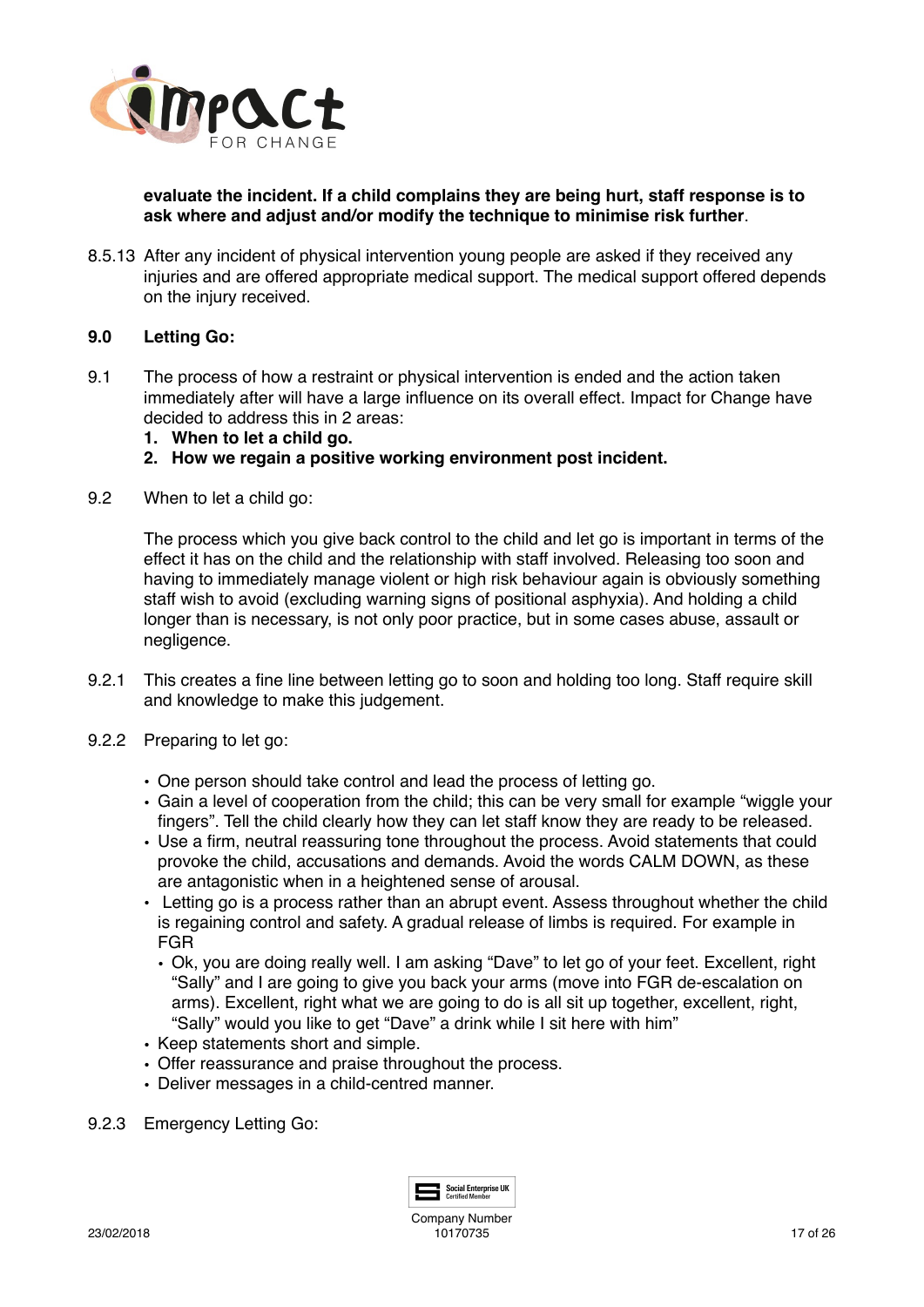**evaluate the incident. If a child complains they are being hurt, staff response is to ask where and adjust and/or modify the technique to minimise risk further**.

8.5.13 After any incident of physical intervention young people are asked if they received any injuries and are offered appropriate medical support. The medical support offered depends on the injury received.

## 9.0 Letting Go:

9.1 The process of how a restraint or physical intervention is ended and the action taken immediately after will have a large influence on its overall effect. Impact for Change have decided to address this in 2 areas:

1. **When to let a child go.**
2. **How we regain a positive working environment post incident.**

9.2 When to let a child go:

The process which you give back control to the child and let go is important in terms of the effect it has on the child and the relationship with staff involved. Releasing too soon and having to immediately manage violent or high risk behaviour again is obviously something staff wish to avoid (excluding warning signs of positional asphyxia). And holding a child longer than is necessary, is not only poor practice, but in some cases abuse, assault or negligence.

9.2.1 This creates a fine line between letting go to soon and holding too long. Staff require skill and knowledge to make this judgement.

9.2.2 Preparing to let go:

- One person should take control and lead the process of letting go.
- Gain a level of cooperation from the child; this can be very small for example "wiggle your fingers". Tell the child clearly how they can let staff know they are ready to be released.
- Use a firm, neutral reassuring tone throughout the process. Avoid statements that could provoke the child, accusations and demands. Avoid the words CALM DOWN, as these are antagonistic when in a heightened sense of arousal.
- Letting go is a process rather than an abrupt event. Assess throughout whether the child is regaining control and safety. A gradual release of limbs is required. For example in FGR
  - Ok, you are doing really well. I am asking "Dave" to let go of your feet. Excellent, right "Sally" and I are going to give you back your arms (move into FGR de-escalation on arms). Excellent, right what we are going to do is all sit up together, excellent, right, "Sally" would you like to get "Dave" a drink while I sit here with him"
- Keep statements short and simple.
- Offer reassurance and praise throughout the process.
- Deliver messages in a child-centred manner.

9.2.3 Emergency Letting Go: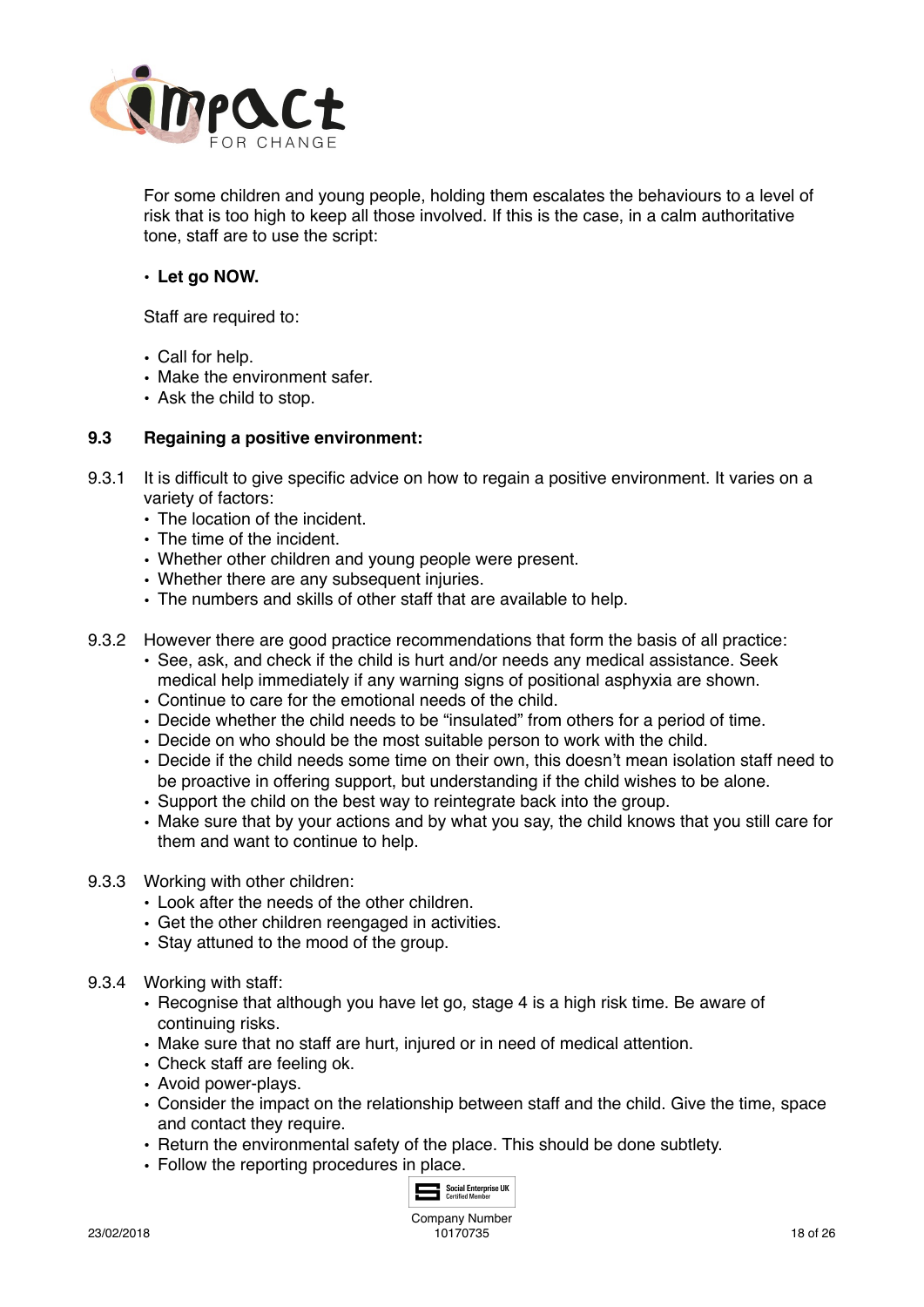For some children and young people, holding them escalates the behaviours to a level of risk that is too high to keep all those involved. If this is the case, in a calm authoritative tone, staff are to use the script:

- **Let go NOW.**

Staff are required to:

- Call for help.
- Make the environment safer.
- Ask the child to stop.

### 9.3 Regaining a positive environment:

9.3.1 It is difficult to give specific advice on how to regain a positive environment. It varies on a variety of factors:

- The location of the incident.
- The time of the incident.
- Whether other children and young people were present.
- Whether there are any subsequent injuries.
- The numbers and skills of other staff that are available to help.

9.3.2 However there are good practice recommendations that form the basis of all practice:

- See, ask, and check if the child is hurt and/or needs any medical assistance. Seek medical help immediately if any warning signs of positional asphyxia are shown.
- Continue to care for the emotional needs of the child.
- Decide whether the child needs to be "insulated" from others for a period of time.
- Decide on who should be the most suitable person to work with the child.
- Decide if the child needs some time on their own, this doesn't mean isolation staff need to be proactive in offering support, but understanding if the child wishes to be alone.
- Support the child on the best way to reintegrate back into the group.
- Make sure that by your actions and by what you say, the child knows that you still care for them and want to continue to help.

9.3.3 Working with other children:

- Look after the needs of the other children.
- Get the other children reengaged in activities.
- Stay attuned to the mood of the group.

9.3.4 Working with staff:

- Recognise that although you have let go, stage 4 is a high risk time. Be aware of continuing risks.
- Make sure that no staff are hurt, injured or in need of medical attention.
- Check staff are feeling ok.
- Avoid power-plays.
- Consider the impact on the relationship between staff and the child. Give the time, space and contact they require.
- Return the environmental safety of the place. This should be done subtlety.
- Follow the reporting procedures in place.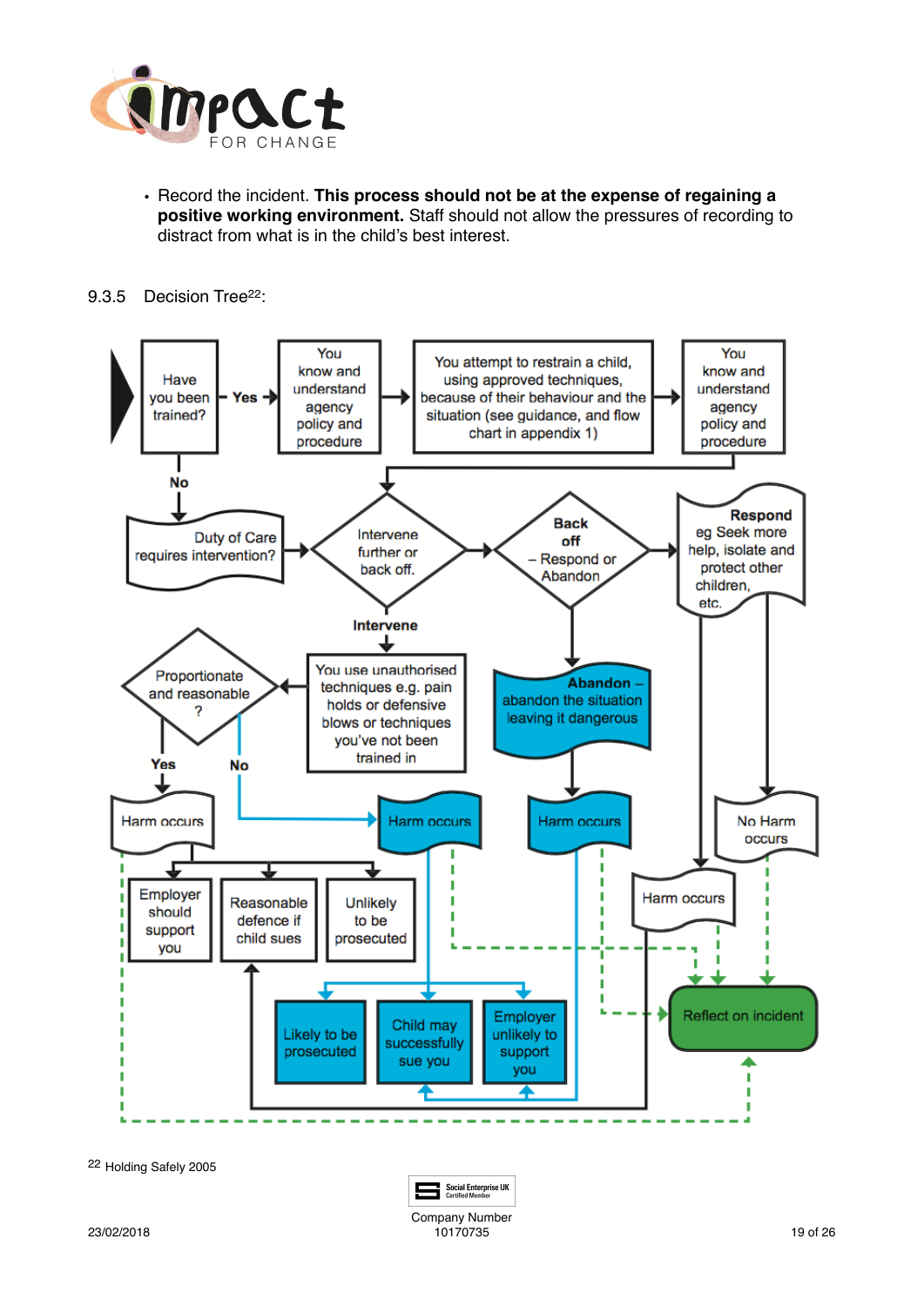- Record the incident. **This process should not be at the expense of regaining a positive working environment.** Staff should not allow the pressures of recording to distract from what is in the child's best interest.

9.3.5 Decision Tree[22]:

Have you been trained?

Yes

You know and understand agency policy and procedure

You attempt to restrain a child, using approved techniques, because of their behaviour and the situation (see guidance, and flow chart in appendix 1)

You know and understand agency policy and procedure

No

Duty of Care requires intervention?

Intervene further or back off.

**Back off** – Respond or Abandon

**Respond** eg Seek more help, isolate and protect other children, etc.

Intervene

You use unauthorised techniques e.g. pain holds or defensive blows or techniques you've not been trained in

Proportionate and reasonable ?

**Abandon** – abandon the situation leaving it dangerous

Yes

No

Harm occurs

Harm occurs

Harm occurs

No Harm occurs

Employer should support you

Reasonable defence if child sues

Unlikely to be prosecuted

Harm occurs

Reflect on incident

Likely to be prosecuted

Child may successfully sue you

Employer unlikely to support you

22 Holding Safely 2005

Company Number 10170735

23/02/2018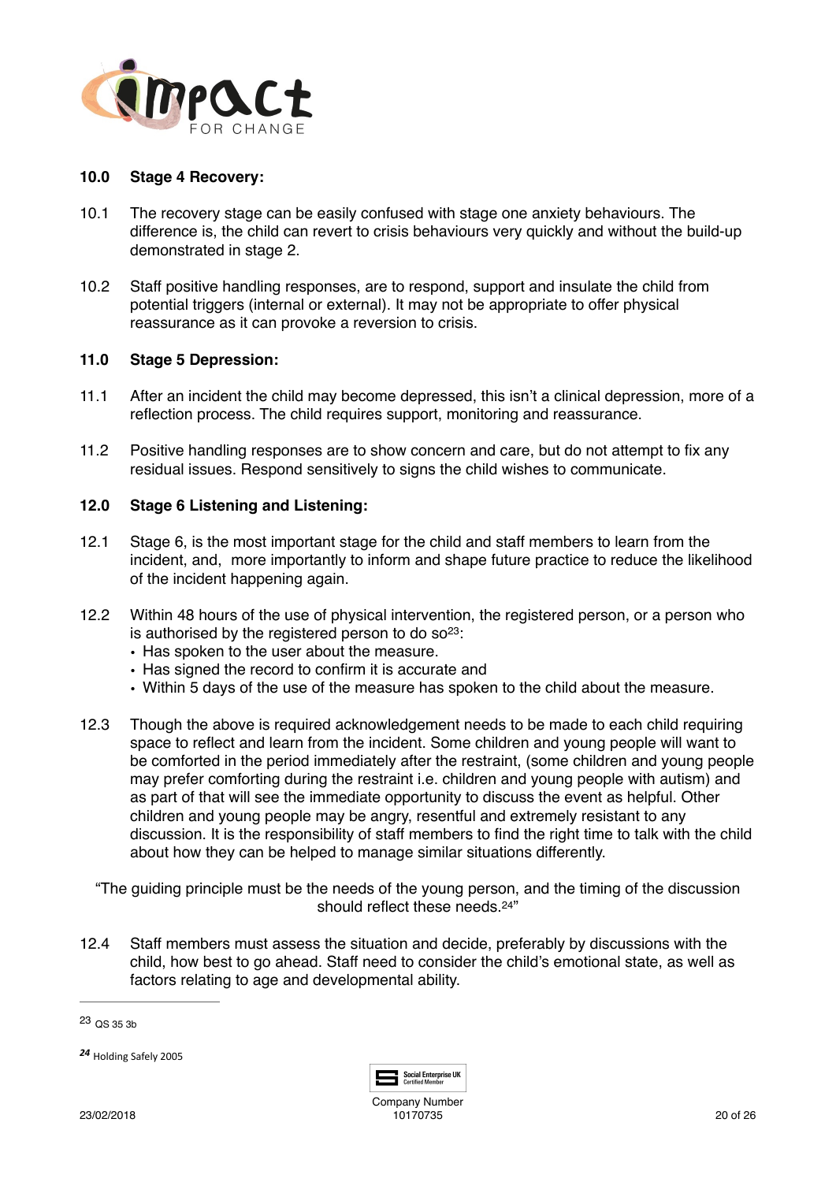## 10.0 Stage 4 Recovery:

10.1 The recovery stage can be easily confused with stage one anxiety behaviours. The difference is, the child can revert to crisis behaviours very quickly and without the build-up demonstrated in stage 2.

10.2 Staff positive handling responses, are to respond, support and insulate the child from potential triggers (internal or external). It may not be appropriate to offer physical reassurance as it can provoke a reversion to crisis.

## 11.0 Stage 5 Depression:

11.1 After an incident the child may become depressed, this isn't a clinical depression, more of a reflection process. The child requires support, monitoring and reassurance.

11.2 Positive handling responses are to show concern and care, but do not attempt to fix any residual issues. Respond sensitively to signs the child wishes to communicate.

## 12.0 Stage 6 Listening and Listening:

12.1 Stage 6, is the most important stage for the child and staff members to learn from the incident, and, more importantly to inform and shape future practice to reduce the likelihood of the incident happening again.

12.2 Within 48 hours of the use of physical intervention, the registered person, or a person who is authorised by the registered person to do so[23]:

- Has spoken to the user about the measure.
- Has signed the record to confirm it is accurate and
- Within 5 days of the use of the measure has spoken to the child about the measure.

12.3 Though the above is required acknowledgement needs to be made to each child requiring space to reflect and learn from the incident. Some children and young people will want to be comforted in the period immediately after the restraint, (some children and young people may prefer comforting during the restraint i.e. children and young people with autism) and as part of that will see the immediate opportunity to discuss the event as helpful. Other children and young people may be angry, resentful and extremely resistant to any discussion. It is the responsibility of staff members to find the right time to talk with the child about how they can be helped to manage similar situations differently.

"The guiding principle must be the needs of the young person, and the timing of the discussion should reflect these needs.[24]"

12.4 Staff members must assess the situation and decide, preferably by discussions with the child, how best to go ahead. Staff need to consider the child's emotional state, as well as factors relating to age and developmental ability.

---

[23] QS 35 3b

[24] Holding Safely 2005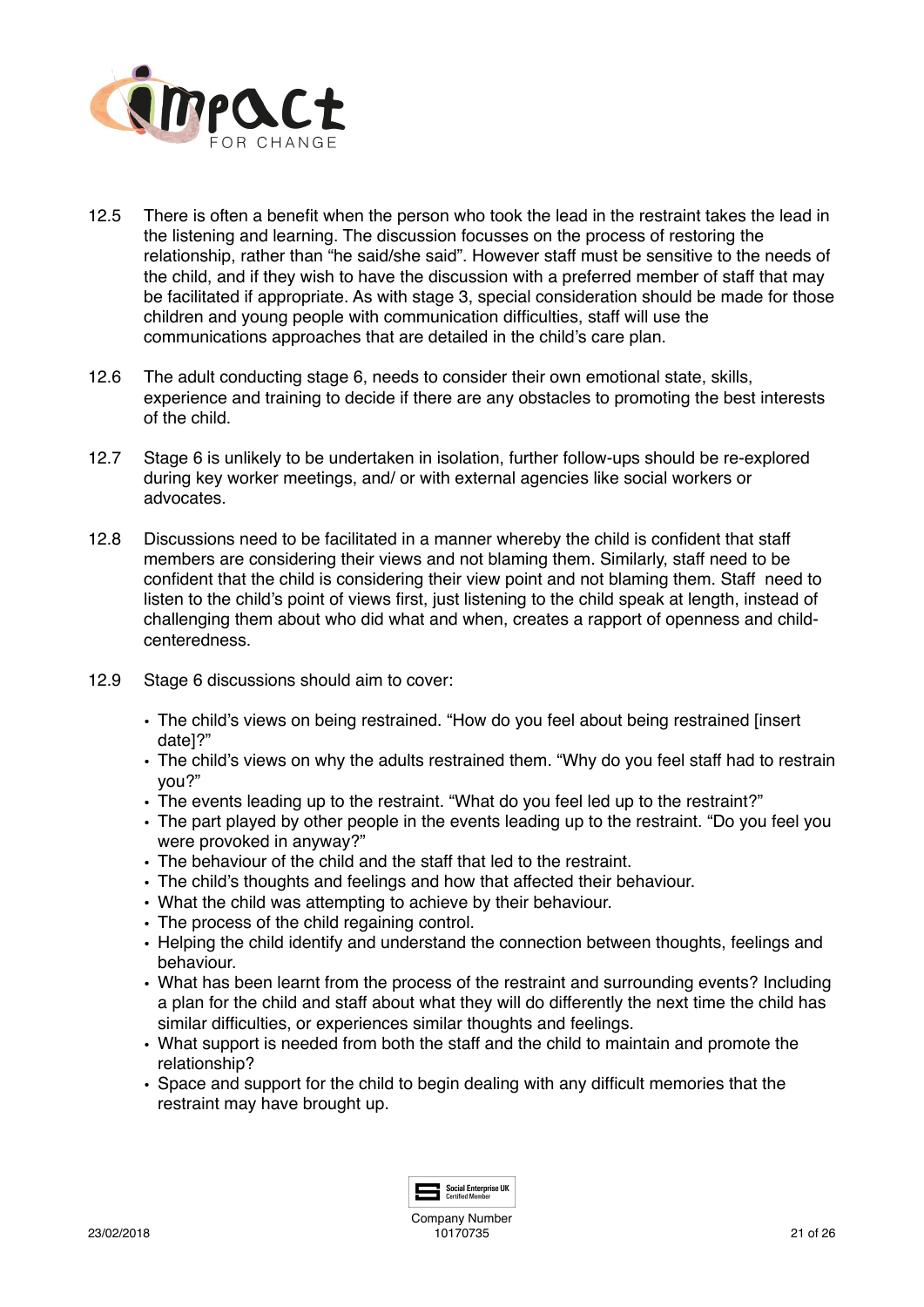12.5 There is often a benefit when the person who took the lead in the restraint takes the lead in the listening and learning. The discussion focusses on the process of restoring the relationship, rather than "he said/she said". However staff must be sensitive to the needs of the child, and if they wish to have the discussion with a preferred member of staff that may be facilitated if appropriate. As with stage 3, special consideration should be made for those children and young people with communication difficulties, staff will use the communications approaches that are detailed in the child's care plan.

12.6 The adult conducting stage 6, needs to consider their own emotional state, skills, experience and training to decide if there are any obstacles to promoting the best interests of the child.

12.7 Stage 6 is unlikely to be undertaken in isolation, further follow-ups should be re-explored during key worker meetings, and/ or with external agencies like social workers or advocates.

12.8 Discussions need to be facilitated in a manner whereby the child is confident that staff members are considering their views and not blaming them. Similarly, staff need to be confident that the child is considering their view point and not blaming them. Staff need to listen to the child's point of views first, just listening to the child speak at length, instead of challenging them about who did what and when, creates a rapport of openness and child-centeredness.

12.9 Stage 6 discussions should aim to cover:

- The child's views on being restrained. "How do you feel about being restrained [insert date]?"
- The child's views on why the adults restrained them. "Why do you feel staff had to restrain you?"
- The events leading up to the restraint. "What do you feel led up to the restraint?"
- The part played by other people in the events leading up to the restraint. "Do you feel you were provoked in anyway?"
- The behaviour of the child and the staff that led to the restraint.
- The child's thoughts and feelings and how that affected their behaviour.
- What the child was attempting to achieve by their behaviour.
- The process of the child regaining control.
- Helping the child identify and understand the connection between thoughts, feelings and behaviour.
- What has been learnt from the process of the restraint and surrounding events? Including a plan for the child and staff about what they will do differently the next time the child has similar difficulties, or experiences similar thoughts and feelings.
- What support is needed from both the staff and the child to maintain and promote the relationship?
- Space and support for the child to begin dealing with any difficult memories that the restraint may have brought up.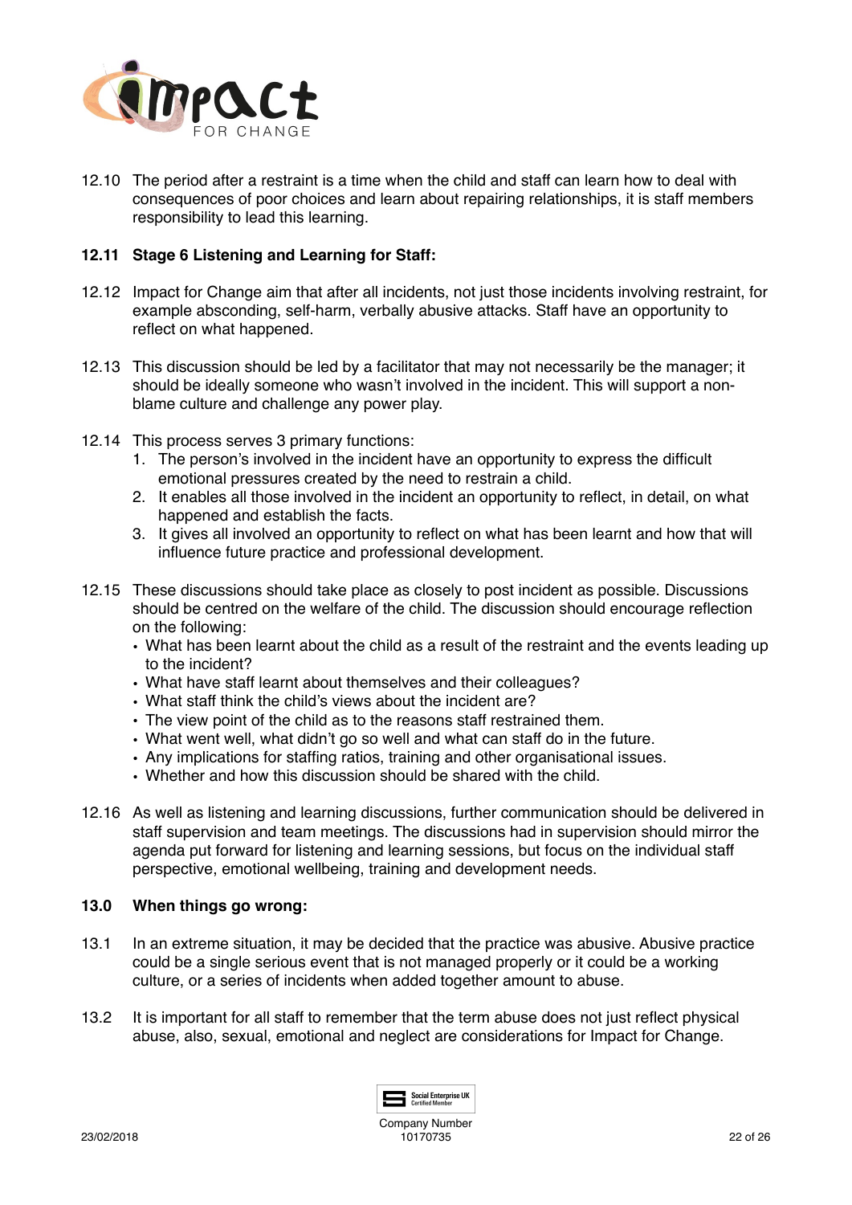12.10 The period after a restraint is a time when the child and staff can learn how to deal with consequences of poor choices and learn about repairing relationships, it is staff members responsibility to lead this learning.

**12.11 Stage 6 Listening and Learning for Staff:**

12.12 Impact for Change aim that after all incidents, not just those incidents involving restraint, for example absconding, self-harm, verbally abusive attacks. Staff have an opportunity to reflect on what happened.

12.13 This discussion should be led by a facilitator that may not necessarily be the manager; it should be ideally someone who wasn't involved in the incident. This will support a non-blame culture and challenge any power play.

12.14 This process serves 3 primary functions:

1. The person's involved in the incident have an opportunity to express the difficult emotional pressures created by the need to restrain a child.
2. It enables all those involved in the incident an opportunity to reflect, in detail, on what happened and establish the facts.
3. It gives all involved an opportunity to reflect on what has been learnt and how that will influence future practice and professional development.

12.15 These discussions should take place as closely to post incident as possible. Discussions should be centred on the welfare of the child. The discussion should encourage reflection on the following:

- What has been learnt about the child as a result of the restraint and the events leading up to the incident?
- What have staff learnt about themselves and their colleagues?
- What staff think the child's views about the incident are?
- The view point of the child as to the reasons staff restrained them.
- What went well, what didn't go so well and what can staff do in the future.
- Any implications for staffing ratios, training and other organisational issues.
- Whether and how this discussion should be shared with the child.

12.16 As well as listening and learning discussions, further communication should be delivered in staff supervision and team meetings. The discussions had in supervision should mirror the agenda put forward for listening and learning sessions, but focus on the individual staff perspective, emotional wellbeing, training and development needs.

**13.0 When things go wrong:**

13.1 In an extreme situation, it may be decided that the practice was abusive. Abusive practice could be a single serious event that is not managed properly or it could be a working culture, or a series of incidents when added together amount to abuse.

13.2 It is important for all staff to remember that the term abuse does not just reflect physical abuse, also, sexual, emotional and neglect are considerations for Impact for Change.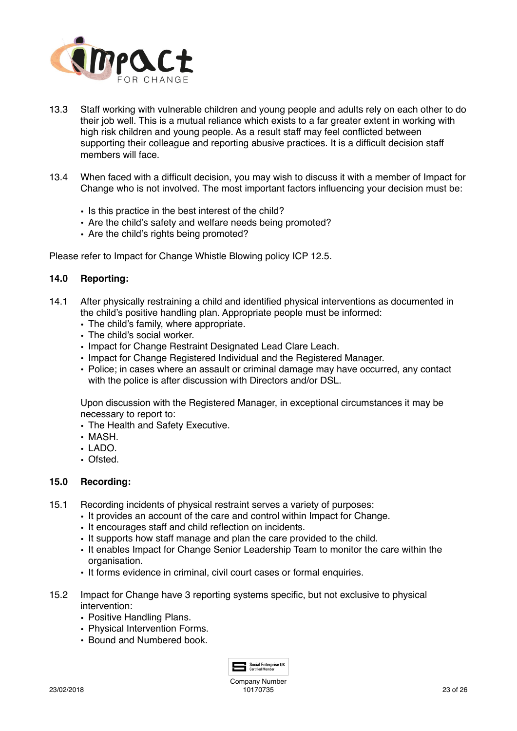13.3 Staff working with vulnerable children and young people and adults rely on each other to do their job well. This is a mutual reliance which exists to a far greater extent in working with high risk children and young people. As a result staff may feel conflicted between supporting their colleague and reporting abusive practices. It is a difficult decision staff members will face.

13.4 When faced with a difficult decision, you may wish to discuss it with a member of Impact for Change who is not involved. The most important factors influencing your decision must be:

- Is this practice in the best interest of the child?
- Are the child's safety and welfare needs being promoted?
- Are the child's rights being promoted?

Please refer to Impact for Change Whistle Blowing policy ICP 12.5.

### 14.0 Reporting:

14.1 After physically restraining a child and identified physical interventions as documented in the child's positive handling plan. Appropriate people must be informed:

- The child's family, where appropriate.
- The child's social worker.
- Impact for Change Restraint Designated Lead Clare Leach.
- Impact for Change Registered Individual and the Registered Manager.
- Police; in cases where an assault or criminal damage may have occurred, any contact with the police is after discussion with Directors and/or DSL.

Upon discussion with the Registered Manager, in exceptional circumstances it may be necessary to report to:

- The Health and Safety Executive.
- MASH.
- LADO.
- Ofsted.

### 15.0 Recording:

15.1 Recording incidents of physical restraint serves a variety of purposes:

- It provides an account of the care and control within Impact for Change.
- It encourages staff and child reflection on incidents.
- It supports how staff manage and plan the care provided to the child.
- It enables Impact for Change Senior Leadership Team to monitor the care within the organisation.
- It forms evidence in criminal, civil court cases or formal enquiries.

15.2 Impact for Change have 3 reporting systems specific, but not exclusive to physical intervention:

- Positive Handling Plans.
- Physical Intervention Forms.
- Bound and Numbered book.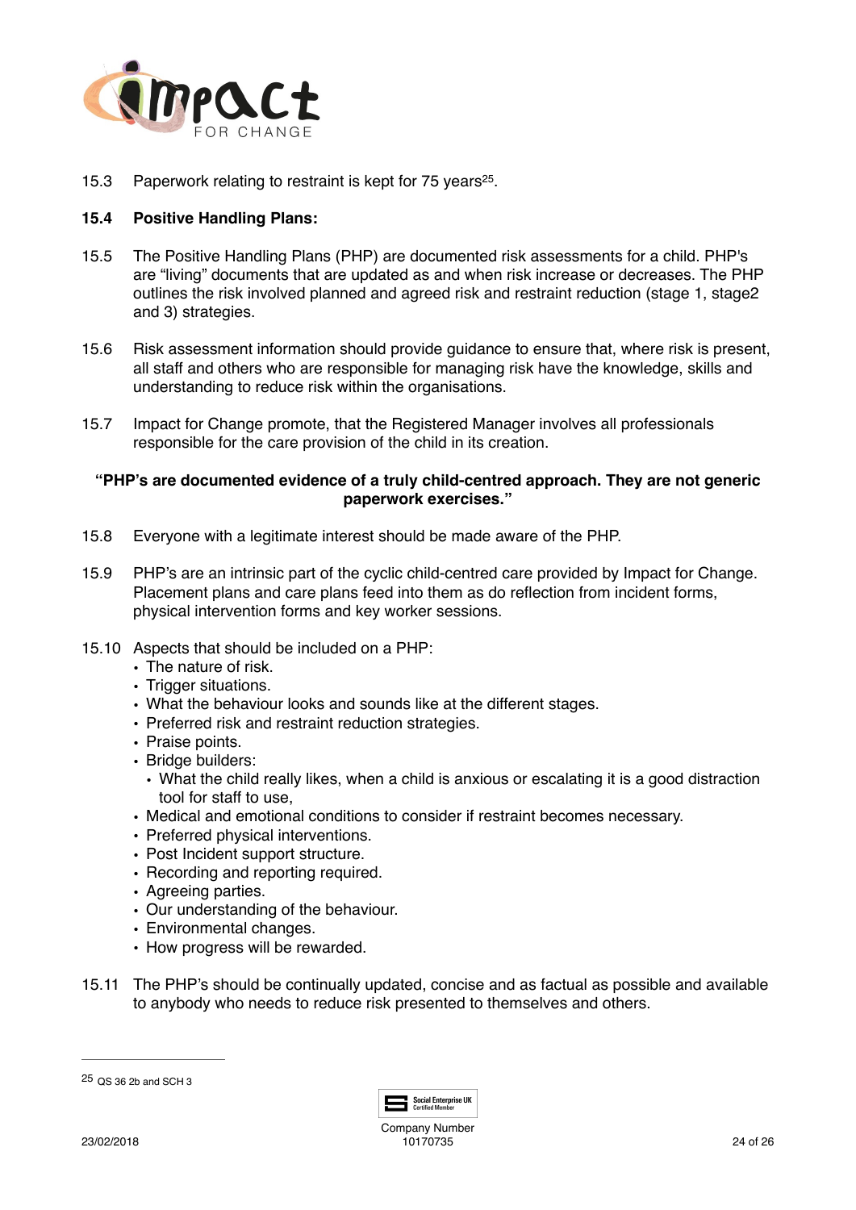15.3 Paperwork relating to restraint is kept for 75 years[25].

**15.4 Positive Handling Plans:**

15.5 The Positive Handling Plans (PHP) are documented risk assessments for a child. PHP's are "living" documents that are updated as and when risk increase or decreases. The PHP outlines the risk involved planned and agreed risk and restraint reduction (stage 1, stage2 and 3) strategies.

15.6 Risk assessment information should provide guidance to ensure that, where risk is present, all staff and others who are responsible for managing risk have the knowledge, skills and understanding to reduce risk within the organisations.

15.7 Impact for Change promote, that the Registered Manager involves all professionals responsible for the care provision of the child in its creation.

**"PHP's are documented evidence of a truly child-centred approach. They are not generic paperwork exercises."**

15.8 Everyone with a legitimate interest should be made aware of the PHP.

15.9 PHP's are an intrinsic part of the cyclic child-centred care provided by Impact for Change. Placement plans and care plans feed into them as do reflection from incident forms, physical intervention forms and key worker sessions.

15.10 Aspects that should be included on a PHP:

- The nature of risk.
- Trigger situations.
- What the behaviour looks and sounds like at the different stages.
- Preferred risk and restraint reduction strategies.
- Praise points.
- Bridge builders:
  - What the child really likes, when a child is anxious or escalating it is a good distraction tool for staff to use,
- Medical and emotional conditions to consider if restraint becomes necessary.
- Preferred physical interventions.
- Post Incident support structure.
- Recording and reporting required.
- Agreeing parties.
- Our understanding of the behaviour.
- Environmental changes.
- How progress will be rewarded.

15.11 The PHP's should be continually updated, concise and as factual as possible and available to anybody who needs to reduce risk presented to themselves and others.

---

[25] QS 36 2b and SCH 3

Company Number 10170735

23/02/2018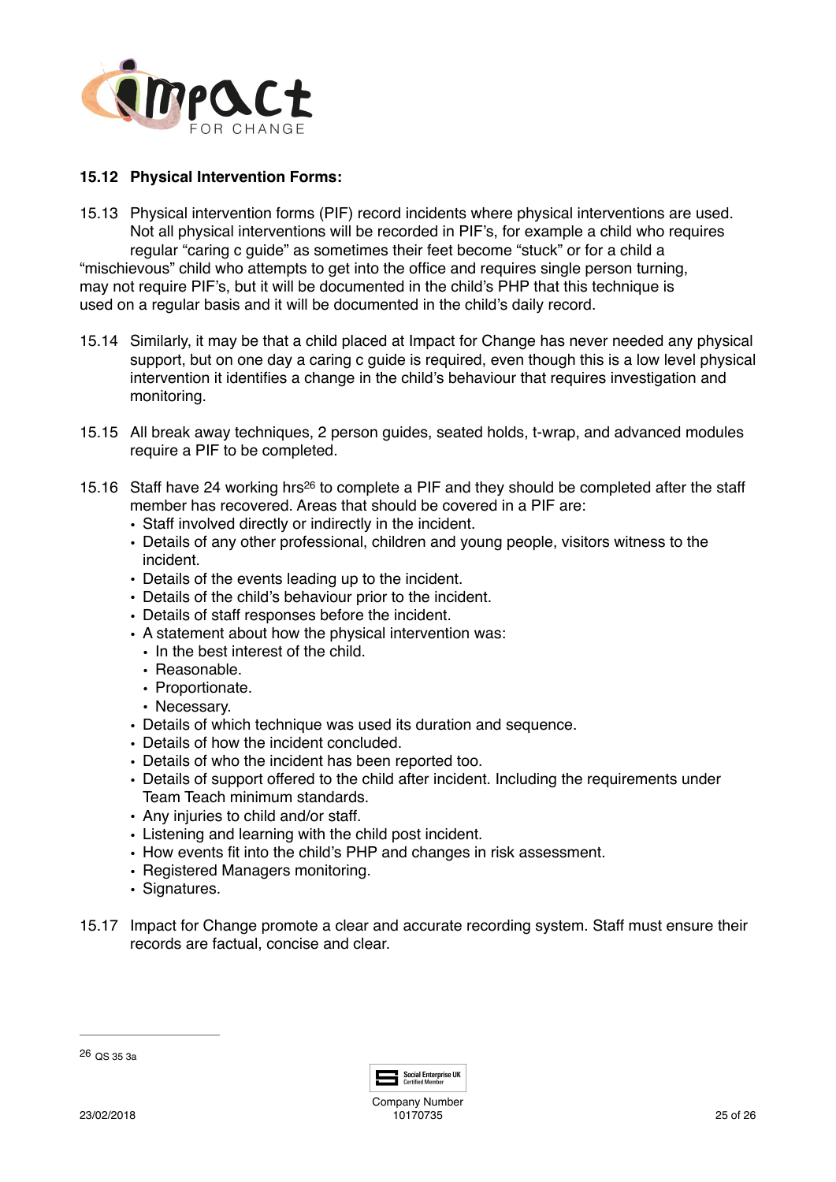### 15.12 Physical Intervention Forms:

15.13 Physical intervention forms (PIF) record incidents where physical interventions are used. Not all physical interventions will be recorded in PIF's, for example a child who requires regular "caring c guide" as sometimes their feet become "stuck" or for a child a "mischievous" child who attempts to get into the office and requires single person turning, may not require PIF's, but it will be documented in the child's PHP that this technique is used on a regular basis and it will be documented in the child's daily record.

15.14 Similarly, it may be that a child placed at Impact for Change has never needed any physical support, but on one day a caring c guide is required, even though this is a low level physical intervention it identifies a change in the child's behaviour that requires investigation and monitoring.

15.15 All break away techniques, 2 person guides, seated holds, t-wrap, and advanced modules require a PIF to be completed.

15.16 Staff have 24 working hrs[26] to complete a PIF and they should be completed after the staff member has recovered. Areas that should be covered in a PIF are:

- Staff involved directly or indirectly in the incident.
- Details of any other professional, children and young people, visitors witness to the incident.
- Details of the events leading up to the incident.
- Details of the child's behaviour prior to the incident.
- Details of staff responses before the incident.
- A statement about how the physical intervention was:
  - In the best interest of the child.
  - Reasonable.
  - Proportionate.
  - Necessary.
- Details of which technique was used its duration and sequence.
- Details of how the incident concluded.
- Details of who the incident has been reported too.
- Details of support offered to the child after incident. Including the requirements under Team Teach minimum standards.
- Any injuries to child and/or staff.
- Listening and learning with the child post incident.
- How events fit into the child's PHP and changes in risk assessment.
- Registered Managers monitoring.
- Signatures.

15.17 Impact for Change promote a clear and accurate recording system. Staff must ensure their records are factual, concise and clear.

---

[26] QS 35 3a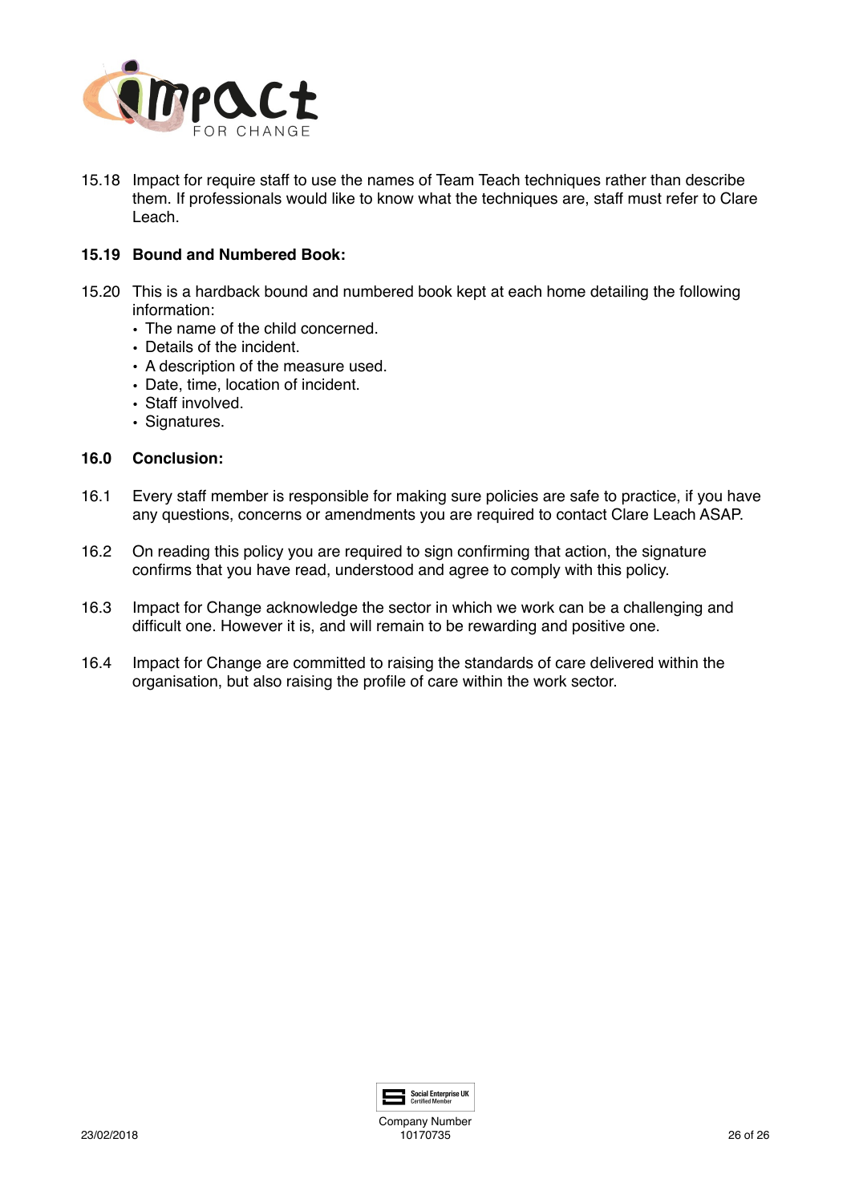15.18 Impact for require staff to use the names of Team Teach techniques rather than describe them. If professionals would like to know what the techniques are, staff must refer to Clare Leach.

**15.19 Bound and Numbered Book:**

15.20 This is a hardback bound and numbered book kept at each home detailing the following information:

- The name of the child concerned.
- Details of the incident.
- A description of the measure used.
- Date, time, location of incident.
- Staff involved.
- Signatures.

**16.0 Conclusion:**

16.1 Every staff member is responsible for making sure policies are safe to practice, if you have any questions, concerns or amendments you are required to contact Clare Leach ASAP.

16.2 On reading this policy you are required to sign confirming that action, the signature confirms that you have read, understood and agree to comply with this policy.

16.3 Impact for Change acknowledge the sector in which we work can be a challenging and difficult one. However it is, and will remain to be rewarding and positive one.

16.4 Impact for Change are committed to raising the standards of care delivered within the organisation, but also raising the profile of care within the work sector.